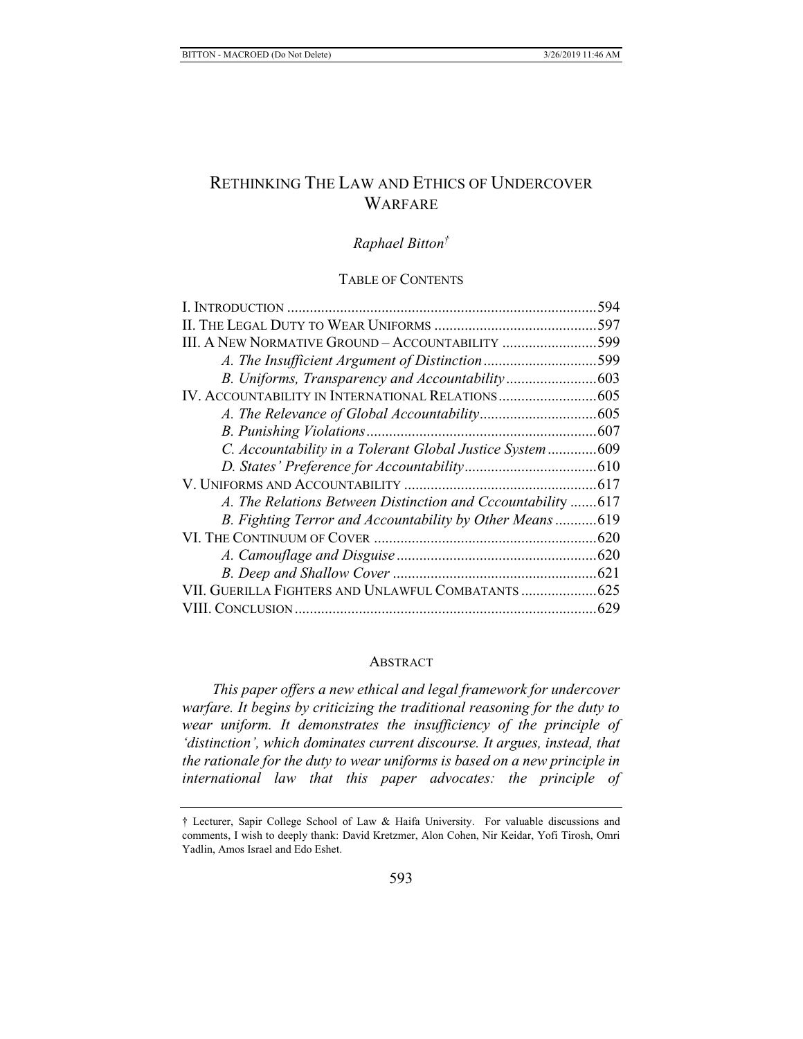# RETHINKING THE LAW AND ETHICS OF UNDERCOVER WARFARE

*Raphael Bitton*†

TABLE OF CONTENTS

| | |
|---|---|
| I. INTRODUCTION | 594 |
| II. THE LEGAL DUTY TO WEAR UNIFORMS | 597 |
| III. A NEW NORMATIVE GROUND – ACCOUNTABILITY | 599 |
| *A. The Insufficient Argument of Distinction* | 599 |
| *B. Uniforms, Transparency and Accountability* | 603 |
| IV. ACCOUNTABILITY IN INTERNATIONAL RELATIONS | 605 |
| *A. The Relevance of Global Accountability* | 605 |
| *B. Punishing Violations* | 607 |
| *C. Accountability in a Tolerant Global Justice System* | 609 |
| *D. States' Preference for Accountability* | 610 |
| V. UNIFORMS AND ACCOUNTABILITY | 617 |
| *A. The Relations Between Distinction and Cccountability* | 617 |
| *B. Fighting Terror and Accountability by Other Means* | 619 |
| VI. THE CONTINUUM OF COVER | 620 |
| *A. Camouflage and Disguise* | 620 |
| *B. Deep and Shallow Cover* | 621 |
| VII. GUERILLA FIGHTERS AND UNLAWFUL COMBATANTS | 625 |
| VIII. CONCLUSION | 629 |

## ABSTRACT

*This paper offers a new ethical and legal framework for undercover warfare. It begins by criticizing the traditional reasoning for the duty to wear uniform. It demonstrates the insufficiency of the principle of 'distinction', which dominates current discourse. It argues, instead, that the rationale for the duty to wear uniforms is based on a new principle in international law that this paper advocates: the principle of*

---

† Lecturer, Sapir College School of Law & Haifa University. For valuable discussions and comments, I wish to deeply thank: David Kretzmer, Alon Cohen, Nir Keidar, Yofi Tirosh, Omri Yadlin, Amos Israel and Edo Eshet.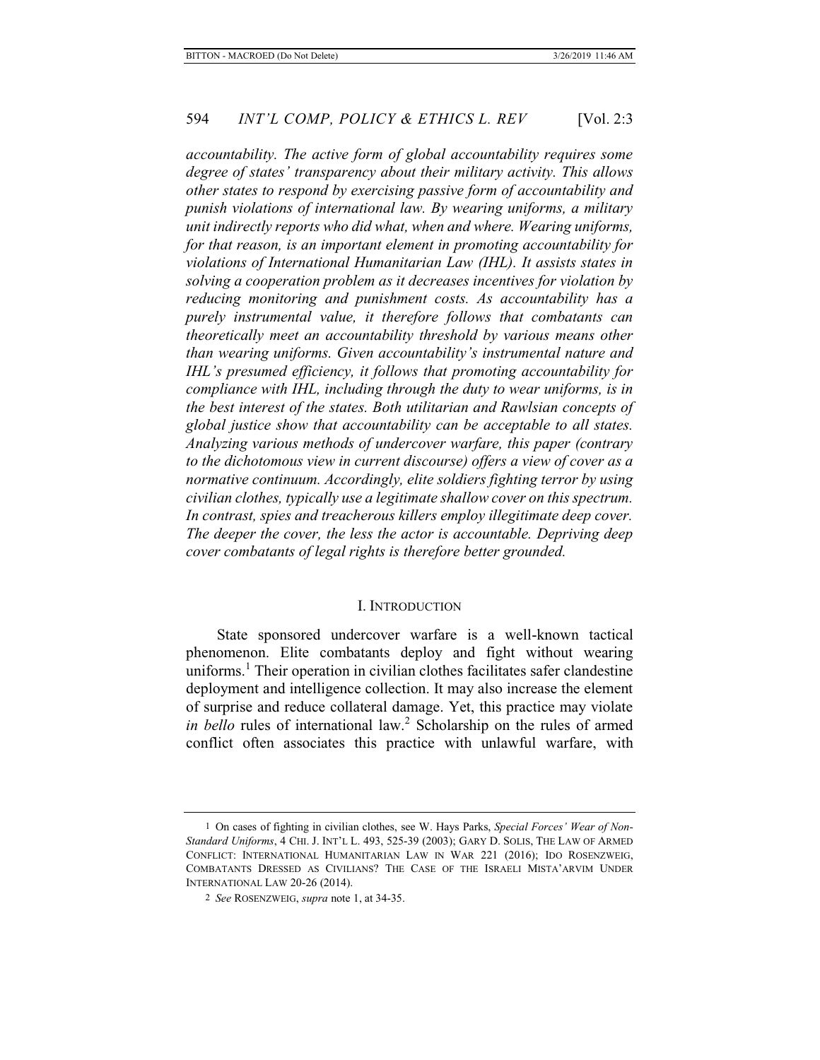*accountability. The active form of global accountability requires some degree of states' transparency about their military activity. This allows other states to respond by exercising passive form of accountability and punish violations of international law. By wearing uniforms, a military unit indirectly reports who did what, when and where. Wearing uniforms, for that reason, is an important element in promoting accountability for violations of International Humanitarian Law (IHL). It assists states in solving a cooperation problem as it decreases incentives for violation by reducing monitoring and punishment costs. As accountability has a purely instrumental value, it therefore follows that combatants can theoretically meet an accountability threshold by various means other than wearing uniforms. Given accountability's instrumental nature and IHL's presumed efficiency, it follows that promoting accountability for compliance with IHL, including through the duty to wear uniforms, is in the best interest of the states. Both utilitarian and Rawlsian concepts of global justice show that accountability can be acceptable to all states. Analyzing various methods of undercover warfare, this paper (contrary to the dichotomous view in current discourse) offers a view of cover as a normative continuum. Accordingly, elite soldiers fighting terror by using civilian clothes, typically use a legitimate shallow cover on this spectrum. In contrast, spies and treacherous killers employ illegitimate deep cover. The deeper the cover, the less the actor is accountable. Depriving deep cover combatants of legal rights is therefore better grounded.*

## I. INTRODUCTION

State sponsored undercover warfare is a well-known tactical phenomenon. Elite combatants deploy and fight without wearing uniforms.[1] Their operation in civilian clothes facilitates safer clandestine deployment and intelligence collection. It may also increase the element of surprise and reduce collateral damage. Yet, this practice may violate *in bello* rules of international law.[2] Scholarship on the rules of armed conflict often associates this practice with unlawful warfare, with

---

1 On cases of fighting in civilian clothes, see W. Hays Parks, *Special Forces' Wear of Non-Standard Uniforms*, 4 CHI. J. INT'L L. 493, 525-39 (2003); GARY D. SOLIS, THE LAW OF ARMED CONFLICT: INTERNATIONAL HUMANITARIAN LAW IN WAR 221 (2016); IDO ROSENZWEIG, COMBATANTS DRESSED AS CIVILIANS? THE CASE OF THE ISRAELI MISTA'ARVIM UNDER INTERNATIONAL LAW 20-26 (2014).

2 *See* ROSENZWEIG, *supra* note 1, at 34-35.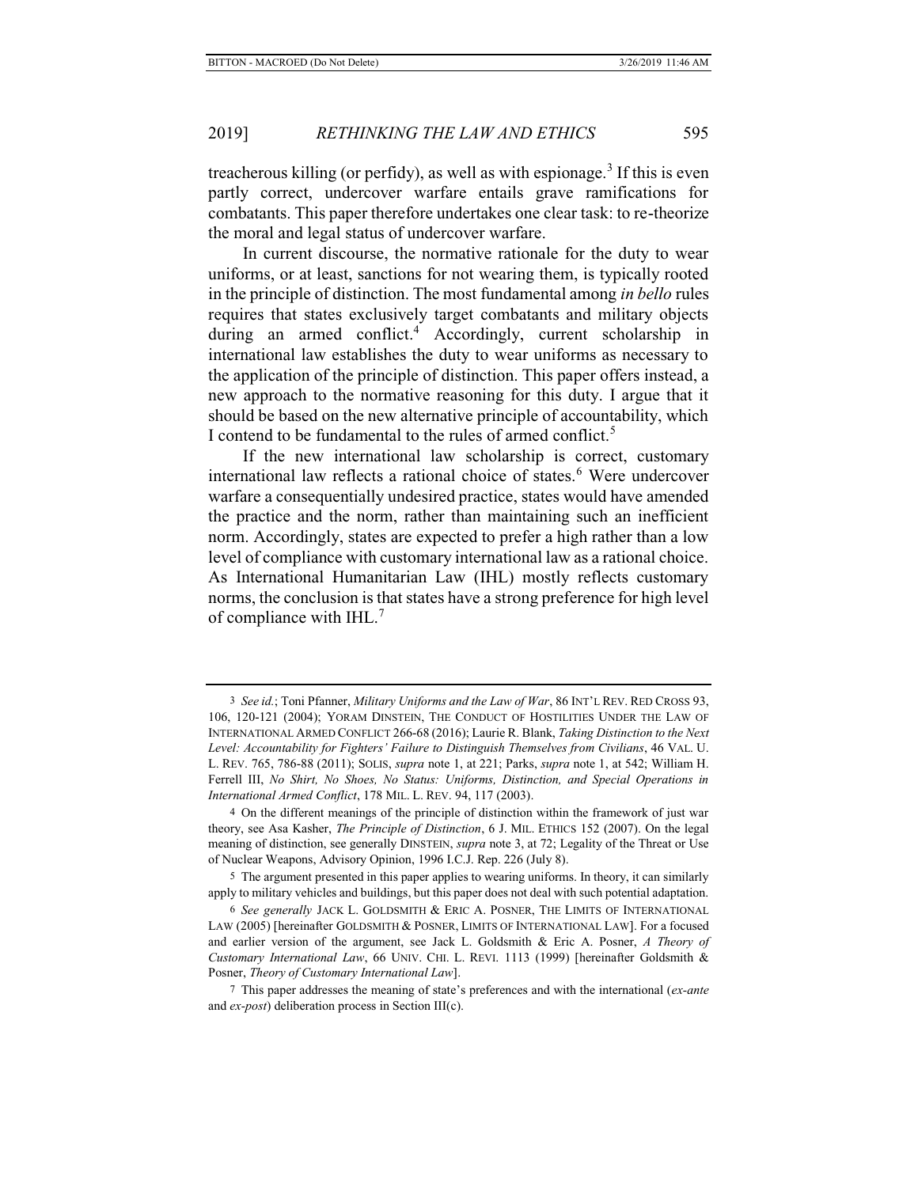treacherous killing (or perfidy), as well as with espionage.[3] If this is even partly correct, undercover warfare entails grave ramifications for combatants. This paper therefore undertakes one clear task: to re-theorize the moral and legal status of undercover warfare.

In current discourse, the normative rationale for the duty to wear uniforms, or at least, sanctions for not wearing them, is typically rooted in the principle of distinction. The most fundamental among *in bello* rules requires that states exclusively target combatants and military objects during an armed conflict.[4] Accordingly, current scholarship in international law establishes the duty to wear uniforms as necessary to the application of the principle of distinction. This paper offers instead, a new approach to the normative reasoning for this duty. I argue that it should be based on the new alternative principle of accountability, which I contend to be fundamental to the rules of armed conflict.[5]

If the new international law scholarship is correct, customary international law reflects a rational choice of states.[6] Were undercover warfare a consequentially undesired practice, states would have amended the practice and the norm, rather than maintaining such an inefficient norm. Accordingly, states are expected to prefer a high rather than a low level of compliance with customary international law as a rational choice. As International Humanitarian Law (IHL) mostly reflects customary norms, the conclusion is that states have a strong preference for high level of compliance with IHL.[7]

---

3 *See id.*; Toni Pfanner, *Military Uniforms and the Law of War*, 86 INT'L REV. RED CROSS 93, 106, 120-121 (2004); YORAM DINSTEIN, THE CONDUCT OF HOSTILITIES UNDER THE LAW OF INTERNATIONAL ARMED CONFLICT 266-68 (2016); Laurie R. Blank, *Taking Distinction to the Next Level: Accountability for Fighters' Failure to Distinguish Themselves from Civilians*, 46 VAL. U. L. REV. 765, 786-88 (2011); SOLIS, *supra* note 1, at 221; Parks, *supra* note 1, at 542; William H. Ferrell III, *No Shirt, No Shoes, No Status: Uniforms, Distinction, and Special Operations in International Armed Conflict*, 178 MIL. L. REV. 94, 117 (2003).

4 On the different meanings of the principle of distinction within the framework of just war theory, see Asa Kasher, *The Principle of Distinction*, 6 J. MIL. ETHICS 152 (2007). On the legal meaning of distinction, see generally DINSTEIN, *supra* note 3, at 72; Legality of the Threat or Use of Nuclear Weapons, Advisory Opinion, 1996 I.C.J. Rep. 226 (July 8).

5 The argument presented in this paper applies to wearing uniforms. In theory, it can similarly apply to military vehicles and buildings, but this paper does not deal with such potential adaptation.

6 *See generally* JACK L. GOLDSMITH & ERIC A. POSNER, THE LIMITS OF INTERNATIONAL LAW (2005) [hereinafter GOLDSMITH & POSNER, LIMITS OF INTERNATIONAL LAW]. For a focused and earlier version of the argument, see Jack L. Goldsmith & Eric A. Posner, *A Theory of Customary International Law*, 66 UNIV. CHI. L. REVI. 1113 (1999) [hereinafter Goldsmith & Posner, *Theory of Customary International Law*].

7 This paper addresses the meaning of state's preferences and with the international (*ex-ante* and *ex-post*) deliberation process in Section III(c).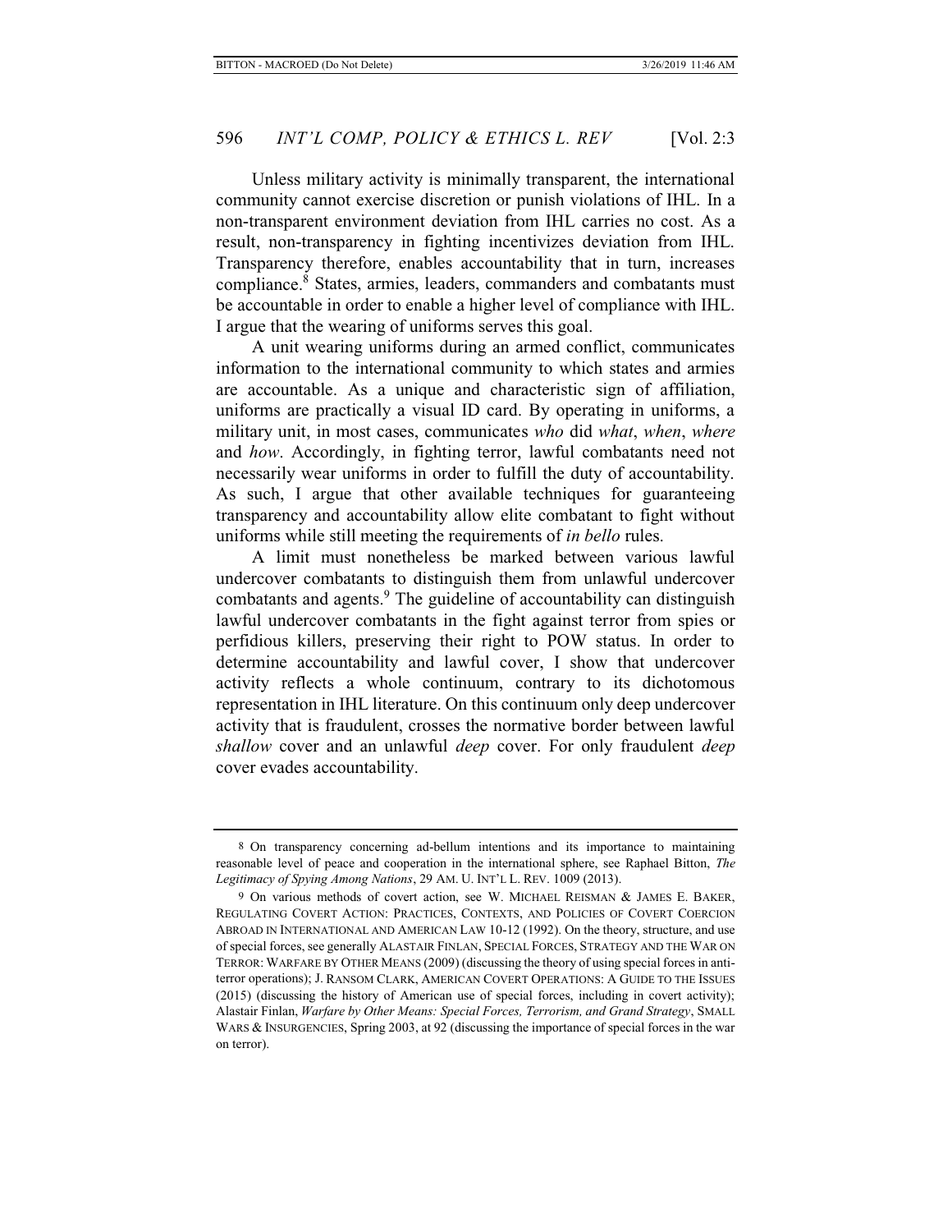Unless military activity is minimally transparent, the international community cannot exercise discretion or punish violations of IHL. In a non-transparent environment deviation from IHL carries no cost. As a result, non-transparency in fighting incentivizes deviation from IHL. Transparency therefore, enables accountability that in turn, increases compliance.[8] States, armies, leaders, commanders and combatants must be accountable in order to enable a higher level of compliance with IHL. I argue that the wearing of uniforms serves this goal.

A unit wearing uniforms during an armed conflict, communicates information to the international community to which states and armies are accountable. As a unique and characteristic sign of affiliation, uniforms are practically a visual ID card. By operating in uniforms, a military unit, in most cases, communicates *who* did *what*, *when*, *where* and *how*. Accordingly, in fighting terror, lawful combatants need not necessarily wear uniforms in order to fulfill the duty of accountability. As such, I argue that other available techniques for guaranteeing transparency and accountability allow elite combatant to fight without uniforms while still meeting the requirements of *in bello* rules.

A limit must nonetheless be marked between various lawful undercover combatants to distinguish them from unlawful undercover combatants and agents.[9] The guideline of accountability can distinguish lawful undercover combatants in the fight against terror from spies or perfidious killers, preserving their right to POW status. In order to determine accountability and lawful cover, I show that undercover activity reflects a whole continuum, contrary to its dichotomous representation in IHL literature. On this continuum only deep undercover activity that is fraudulent, crosses the normative border between lawful *shallow* cover and an unlawful *deep* cover. For only fraudulent *deep* cover evades accountability.

---

8 On transparency concerning ad-bellum intentions and its importance to maintaining reasonable level of peace and cooperation in the international sphere, see Raphael Bitton, *The Legitimacy of Spying Among Nations*, 29 AM. U. INT'L L. REV. 1009 (2013).

9 On various methods of covert action, see W. MICHAEL REISMAN & JAMES E. BAKER, REGULATING COVERT ACTION: PRACTICES, CONTEXTS, AND POLICIES OF COVERT COERCION ABROAD IN INTERNATIONAL AND AMERICAN LAW 10-12 (1992). On the theory, structure, and use of special forces, see generally ALASTAIR FINLAN, SPECIAL FORCES, STRATEGY AND THE WAR ON TERROR: WARFARE BY OTHER MEANS (2009) (discussing the theory of using special forces in anti-terror operations); J. RANSOM CLARK, AMERICAN COVERT OPERATIONS: A GUIDE TO THE ISSUES (2015) (discussing the history of American use of special forces, including in covert activity); Alastair Finlan, *Warfare by Other Means: Special Forces, Terrorism, and Grand Strategy*, SMALL WARS & INSURGENCIES, Spring 2003, at 92 (discussing the importance of special forces in the war on terror).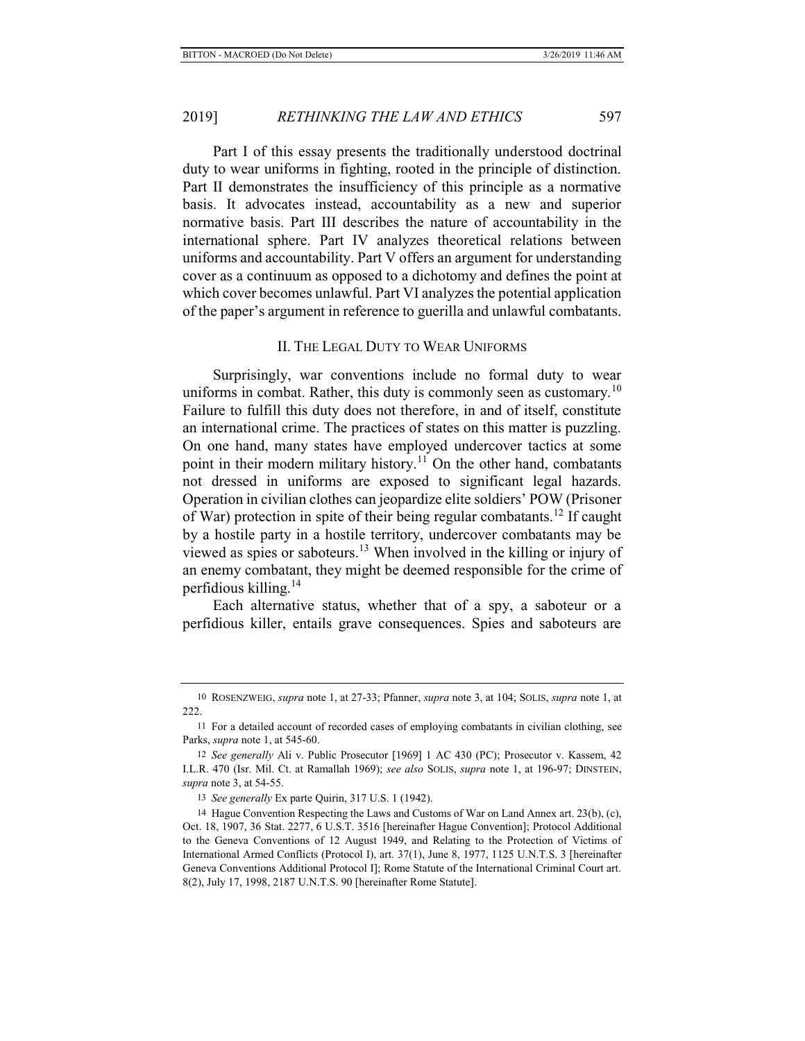Part I of this essay presents the traditionally understood doctrinal duty to wear uniforms in fighting, rooted in the principle of distinction. Part II demonstrates the insufficiency of this principle as a normative basis. It advocates instead, accountability as a new and superior normative basis. Part III describes the nature of accountability in the international sphere. Part IV analyzes theoretical relations between uniforms and accountability. Part V offers an argument for understanding cover as a continuum as opposed to a dichotomy and defines the point at which cover becomes unlawful. Part VI analyzes the potential application of the paper's argument in reference to guerilla and unlawful combatants.

## II. The Legal Duty to Wear Uniforms

Surprisingly, war conventions include no formal duty to wear uniforms in combat. Rather, this duty is commonly seen as customary.[10] Failure to fulfill this duty does not therefore, in and of itself, constitute an international crime. The practices of states on this matter is puzzling. On one hand, many states have employed undercover tactics at some point in their modern military history.[11] On the other hand, combatants not dressed in uniforms are exposed to significant legal hazards. Operation in civilian clothes can jeopardize elite soldiers' POW (Prisoner of War) protection in spite of their being regular combatants.[12] If caught by a hostile party in a hostile territory, undercover combatants may be viewed as spies or saboteurs.[13] When involved in the killing or injury of an enemy combatant, they might be deemed responsible for the crime of perfidious killing.[14]

Each alternative status, whether that of a spy, a saboteur or a perfidious killer, entails grave consequences. Spies and saboteurs are

---

10 ROSENZWEIG, *supra* note 1, at 27-33; Pfanner, *supra* note 3, at 104; SOLIS, *supra* note 1, at 222.

11 For a detailed account of recorded cases of employing combatants in civilian clothing, see Parks, *supra* note 1, at 545-60.

12 *See generally* Ali v. Public Prosecutor [1969] 1 AC 430 (PC); Prosecutor v. Kassem, 42 I.L.R. 470 (Isr. Mil. Ct. at Ramallah 1969); *see also* SOLIS, *supra* note 1, at 196-97; DINSTEIN, *supra* note 3, at 54-55.

13 *See generally* Ex parte Quirin, 317 U.S. 1 (1942).

14 Hague Convention Respecting the Laws and Customs of War on Land Annex art. 23(b), (c), Oct. 18, 1907, 36 Stat. 2277, 6 U.S.T. 3516 [hereinafter Hague Convention]; Protocol Additional to the Geneva Conventions of 12 August 1949, and Relating to the Protection of Victims of International Armed Conflicts (Protocol I), art. 37(1), June 8, 1977, 1125 U.N.T.S. 3 [hereinafter Geneva Conventions Additional Protocol I]; Rome Statute of the International Criminal Court art. 8(2), July 17, 1998, 2187 U.N.T.S. 90 [hereinafter Rome Statute].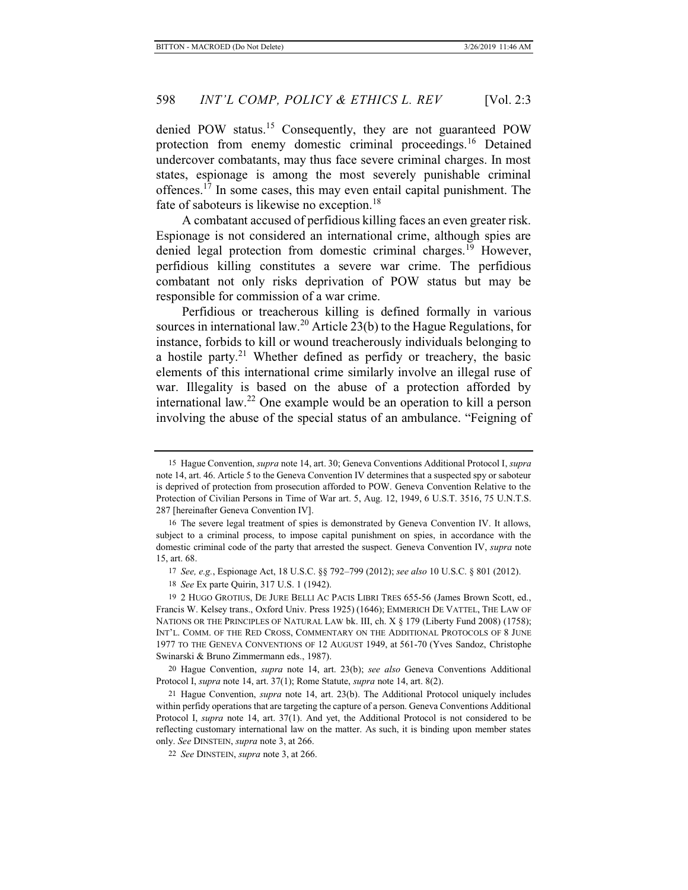denied POW status.[15] Consequently, they are not guaranteed POW protection from enemy domestic criminal proceedings.[16] Detained undercover combatants, may thus face severe criminal charges. In most states, espionage is among the most severely punishable criminal offences.[17] In some cases, this may even entail capital punishment. The fate of saboteurs is likewise no exception.[18]

A combatant accused of perfidious killing faces an even greater risk. Espionage is not considered an international crime, although spies are denied legal protection from domestic criminal charges.[19] However, perfidious killing constitutes a severe war crime. The perfidious combatant not only risks deprivation of POW status but may be responsible for commission of a war crime.

Perfidious or treacherous killing is defined formally in various sources in international law.[20] Article 23(b) to the Hague Regulations, for instance, forbids to kill or wound treacherously individuals belonging to a hostile party.[21] Whether defined as perfidy or treachery, the basic elements of this international crime similarly involve an illegal ruse of war. Illegality is based on the abuse of a protection afforded by international law.[22] One example would be an operation to kill a person involving the abuse of the special status of an ambulance. "Feigning of

---

15 Hague Convention, *supra* note 14, art. 30; Geneva Conventions Additional Protocol I, *supra* note 14, art. 46. Article 5 to the Geneva Convention IV determines that a suspected spy or saboteur is deprived of protection from prosecution afforded to POW. Geneva Convention Relative to the Protection of Civilian Persons in Time of War art. 5, Aug. 12, 1949, 6 U.S.T. 3516, 75 U.N.T.S. 287 [hereinafter Geneva Convention IV].

16 The severe legal treatment of spies is demonstrated by Geneva Convention IV. It allows, subject to a criminal process, to impose capital punishment on spies, in accordance with the domestic criminal code of the party that arrested the suspect. Geneva Convention IV, *supra* note 15, art. 68.

17 *See, e.g.*, Espionage Act, 18 U.S.C. §§ 792–799 (2012); *see also* 10 U.S.C. § 801 (2012).

18 *See* Ex parte Quirin, 317 U.S. 1 (1942).

19 2 HUGO GROTIUS, DE JURE BELLI AC PACIS LIBRI TRES 655-56 (James Brown Scott, ed., Francis W. Kelsey trans., Oxford Univ. Press 1925) (1646); EMMERICH DE VATTEL, THE LAW OF NATIONS OR THE PRINCIPLES OF NATURAL LAW bk. III, ch. X § 179 (Liberty Fund 2008) (1758); INT'L. COMM. OF THE RED CROSS, COMMENTARY ON THE ADDITIONAL PROTOCOLS OF 8 JUNE 1977 TO THE GENEVA CONVENTIONS OF 12 AUGUST 1949, at 561-70 (Yves Sandoz, Christophe Swinarski & Bruno Zimmermann eds., 1987).

20 Hague Convention, *supra* note 14, art. 23(b); *see also* Geneva Conventions Additional Protocol I, *supra* note 14, art. 37(1); Rome Statute, *supra* note 14, art. 8(2).

21 Hague Convention, *supra* note 14, art. 23(b). The Additional Protocol uniquely includes within perfidy operations that are targeting the capture of a person. Geneva Conventions Additional Protocol I, *supra* note 14, art. 37(1). And yet, the Additional Protocol is not considered to be reflecting customary international law on the matter. As such, it is binding upon member states only. *See* DINSTEIN, *supra* note 3, at 266.

22 *See* DINSTEIN, *supra* note 3, at 266.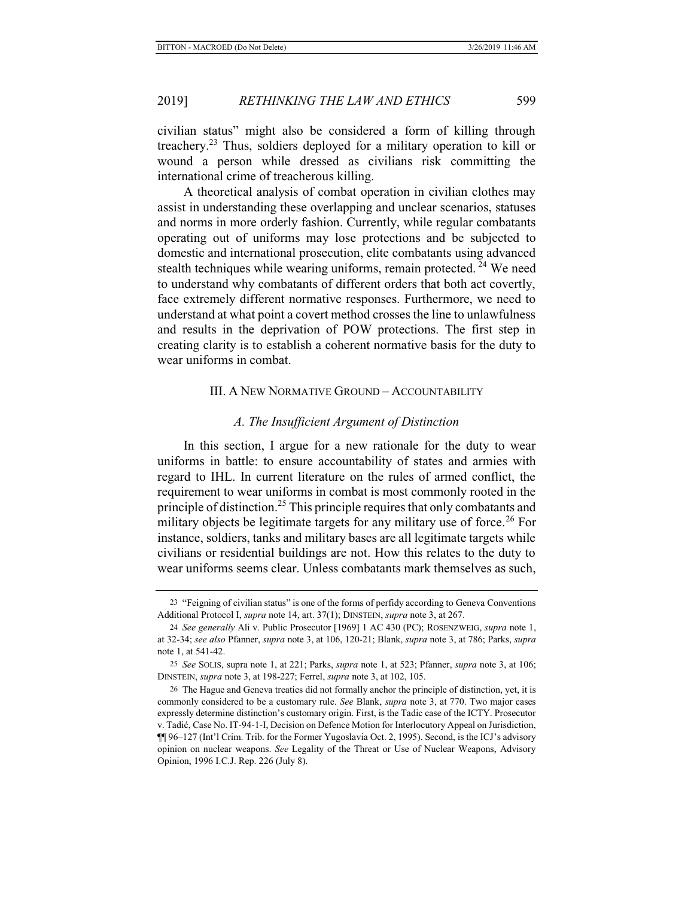civilian status" might also be considered a form of killing through treachery.[23] Thus, soldiers deployed for a military operation to kill or wound a person while dressed as civilians risk committing the international crime of treacherous killing.

A theoretical analysis of combat operation in civilian clothes may assist in understanding these overlapping and unclear scenarios, statuses and norms in more orderly fashion. Currently, while regular combatants operating out of uniforms may lose protections and be subjected to domestic and international prosecution, elite combatants using advanced stealth techniques while wearing uniforms, remain protected.[24] We need to understand why combatants of different orders that both act covertly, face extremely different normative responses. Furthermore, we need to understand at what point a covert method crosses the line to unlawfulness and results in the deprivation of POW protections. The first step in creating clarity is to establish a coherent normative basis for the duty to wear uniforms in combat.

## III. A New Normative Ground – Accountability

### *A. The Insufficient Argument of Distinction*

In this section, I argue for a new rationale for the duty to wear uniforms in battle: to ensure accountability of states and armies with regard to IHL. In current literature on the rules of armed conflict, the requirement to wear uniforms in combat is most commonly rooted in the principle of distinction.[25] This principle requires that only combatants and military objects be legitimate targets for any military use of force.[26] For instance, soldiers, tanks and military bases are all legitimate targets while civilians or residential buildings are not. How this relates to the duty to wear uniforms seems clear. Unless combatants mark themselves as such,

---

23 "Feigning of civilian status" is one of the forms of perfidy according to Geneva Conventions Additional Protocol I, *supra* note 14, art. 37(1); DINSTEIN, *supra* note 3, at 267.

24 *See generally* Ali v. Public Prosecutor [1969] 1 AC 430 (PC); ROSENZWEIG, *supra* note 1, at 32-34; *see also* Pfanner, *supra* note 3, at 106, 120-21; Blank, *supra* note 3, at 786; Parks, *supra* note 1, at 541-42.

25 *See* SOLIS, supra note 1, at 221; Parks, *supra* note 1, at 523; Pfanner, *supra* note 3, at 106; DINSTEIN, *supra* note 3, at 198-227; Ferrel, *supra* note 3, at 102, 105.

26 The Hague and Geneva treaties did not formally anchor the principle of distinction, yet, it is commonly considered to be a customary rule. *See* Blank, *supra* note 3, at 770. Two major cases expressly determine distinction's customary origin. First, is the Tadic case of the ICTY. Prosecutor v. Tadić, Case No. IT-94-1-I, Decision on Defence Motion for Interlocutory Appeal on Jurisdiction, ¶¶ 96–127 (Int'l Crim. Trib. for the Former Yugoslavia Oct. 2, 1995). Second, is the ICJ's advisory opinion on nuclear weapons. *See* Legality of the Threat or Use of Nuclear Weapons, Advisory Opinion, 1996 I.C.J. Rep. 226 (July 8).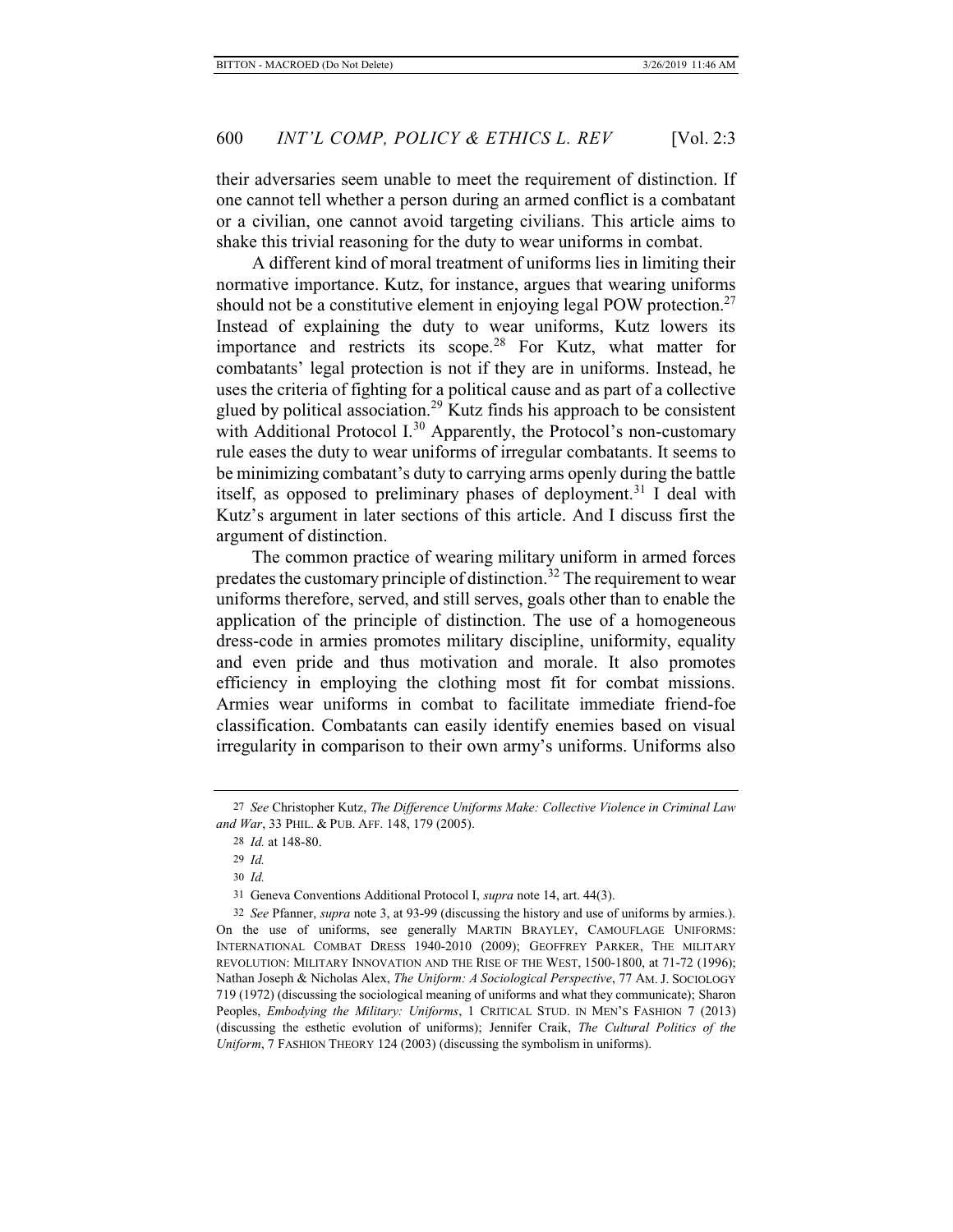their adversaries seem unable to meet the requirement of distinction. If one cannot tell whether a person during an armed conflict is a combatant or a civilian, one cannot avoid targeting civilians. This article aims to shake this trivial reasoning for the duty to wear uniforms in combat.

A different kind of moral treatment of uniforms lies in limiting their normative importance. Kutz, for instance, argues that wearing uniforms should not be a constitutive element in enjoying legal POW protection.[27] Instead of explaining the duty to wear uniforms, Kutz lowers its importance and restricts its scope.[28] For Kutz, what matter for combatants' legal protection is not if they are in uniforms. Instead, he uses the criteria of fighting for a political cause and as part of a collective glued by political association.[29] Kutz finds his approach to be consistent with Additional Protocol I.[30] Apparently, the Protocol's non-customary rule eases the duty to wear uniforms of irregular combatants. It seems to be minimizing combatant's duty to carrying arms openly during the battle itself, as opposed to preliminary phases of deployment.[31] I deal with Kutz's argument in later sections of this article. And I discuss first the argument of distinction.

The common practice of wearing military uniform in armed forces predates the customary principle of distinction.[32] The requirement to wear uniforms therefore, served, and still serves, goals other than to enable the application of the principle of distinction. The use of a homogeneous dress-code in armies promotes military discipline, uniformity, equality and even pride and thus motivation and morale. It also promotes efficiency in employing the clothing most fit for combat missions. Armies wear uniforms in combat to facilitate immediate friend-foe classification. Combatants can easily identify enemies based on visual irregularity in comparison to their own army's uniforms. Uniforms also

---

27 *See* Christopher Kutz, *The Difference Uniforms Make: Collective Violence in Criminal Law and War*, 33 PHIL. & PUB. AFF. 148, 179 (2005).

28 *Id.* at 148-80.

29 *Id.*

30 *Id.*

31 Geneva Conventions Additional Protocol I, *supra* note 14, art. 44(3).

32 *See* Pfanner, *supra* note 3, at 93-99 (discussing the history and use of uniforms by armies.). On the use of uniforms, see generally MARTIN BRAYLEY, CAMOUFLAGE UNIFORMS: INTERNATIONAL COMBAT DRESS 1940-2010 (2009); GEOFFREY PARKER, THE MILITARY REVOLUTION: MILITARY INNOVATION AND THE RISE OF THE WEST, 1500-1800, at 71-72 (1996); Nathan Joseph & Nicholas Alex, *The Uniform: A Sociological Perspective*, 77 AM. J. SOCIOLOGY 719 (1972) (discussing the sociological meaning of uniforms and what they communicate); Sharon Peoples, *Embodying the Military: Uniforms*, 1 CRITICAL STUD. IN MEN'S FASHION 7 (2013) (discussing the esthetic evolution of uniforms); Jennifer Craik, *The Cultural Politics of the Uniform*, 7 FASHION THEORY 124 (2003) (discussing the symbolism in uniforms).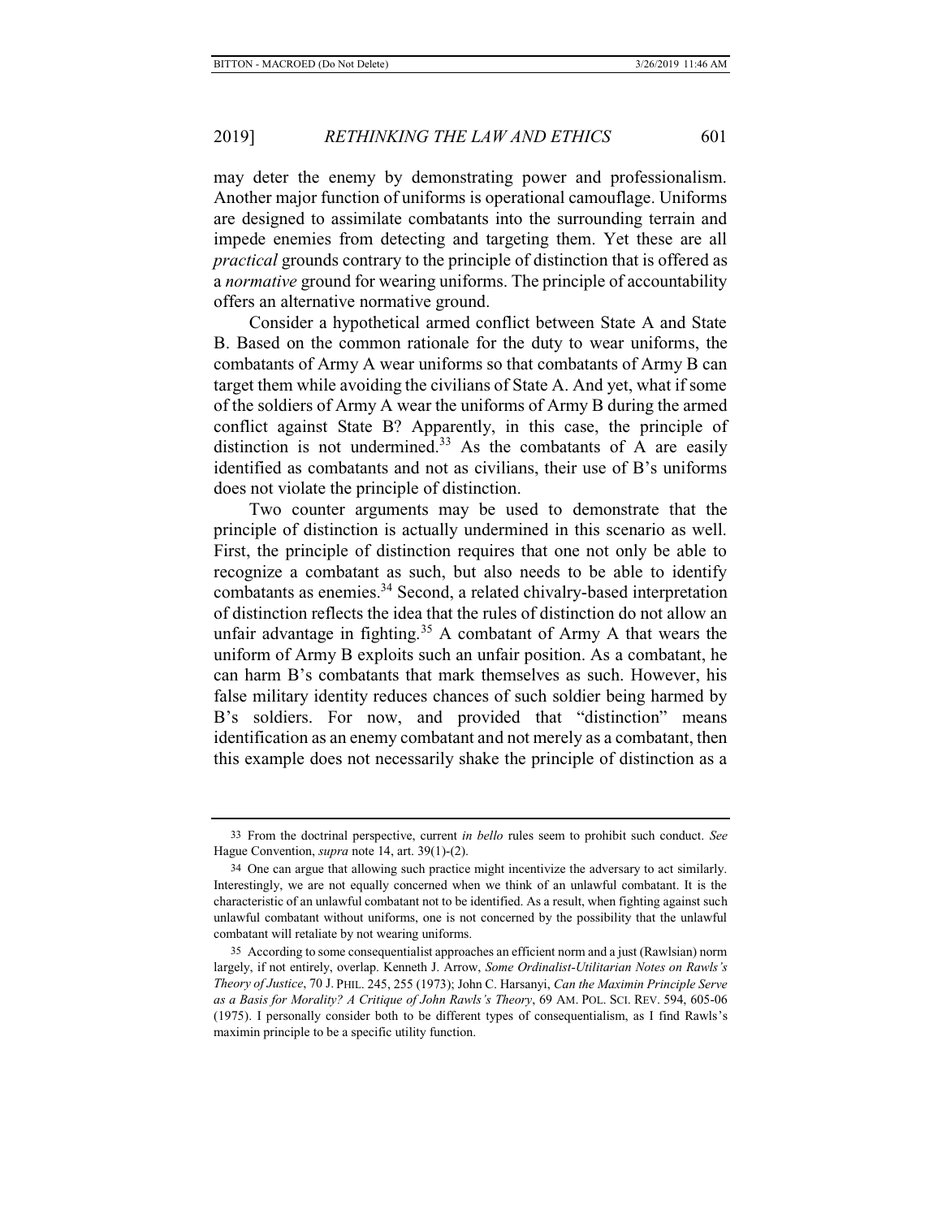may deter the enemy by demonstrating power and professionalism. Another major function of uniforms is operational camouflage. Uniforms are designed to assimilate combatants into the surrounding terrain and impede enemies from detecting and targeting them. Yet these are all *practical* grounds contrary to the principle of distinction that is offered as a *normative* ground for wearing uniforms. The principle of accountability offers an alternative normative ground.

Consider a hypothetical armed conflict between State A and State B. Based on the common rationale for the duty to wear uniforms, the combatants of Army A wear uniforms so that combatants of Army B can target them while avoiding the civilians of State A. And yet, what if some of the soldiers of Army A wear the uniforms of Army B during the armed conflict against State B? Apparently, in this case, the principle of distinction is not undermined.[33] As the combatants of A are easily identified as combatants and not as civilians, their use of B's uniforms does not violate the principle of distinction.

Two counter arguments may be used to demonstrate that the principle of distinction is actually undermined in this scenario as well. First, the principle of distinction requires that one not only be able to recognize a combatant as such, but also needs to be able to identify combatants as enemies.[34] Second, a related chivalry-based interpretation of distinction reflects the idea that the rules of distinction do not allow an unfair advantage in fighting.[35] A combatant of Army A that wears the uniform of Army B exploits such an unfair position. As a combatant, he can harm B's combatants that mark themselves as such. However, his false military identity reduces chances of such soldier being harmed by B's soldiers. For now, and provided that "distinction" means identification as an enemy combatant and not merely as a combatant, then this example does not necessarily shake the principle of distinction as a

---

33 From the doctrinal perspective, current *in bello* rules seem to prohibit such conduct. *See* Hague Convention, *supra* note 14, art. 39(1)-(2).

34 One can argue that allowing such practice might incentivize the adversary to act similarly. Interestingly, we are not equally concerned when we think of an unlawful combatant. It is the characteristic of an unlawful combatant not to be identified. As a result, when fighting against such unlawful combatant without uniforms, one is not concerned by the possibility that the unlawful combatant will retaliate by not wearing uniforms.

35 According to some consequentialist approaches an efficient norm and a just (Rawlsian) norm largely, if not entirely, overlap. Kenneth J. Arrow, *Some Ordinalist-Utilitarian Notes on Rawls's Theory of Justice*, 70 J. PHIL. 245, 255 (1973); John C. Harsanyi, *Can the Maximin Principle Serve as a Basis for Morality? A Critique of John Rawls's Theory*, 69 AM. POL. SCI. REV. 594, 605-06 (1975). I personally consider both to be different types of consequentialism, as I find Rawls's maximin principle to be a specific utility function.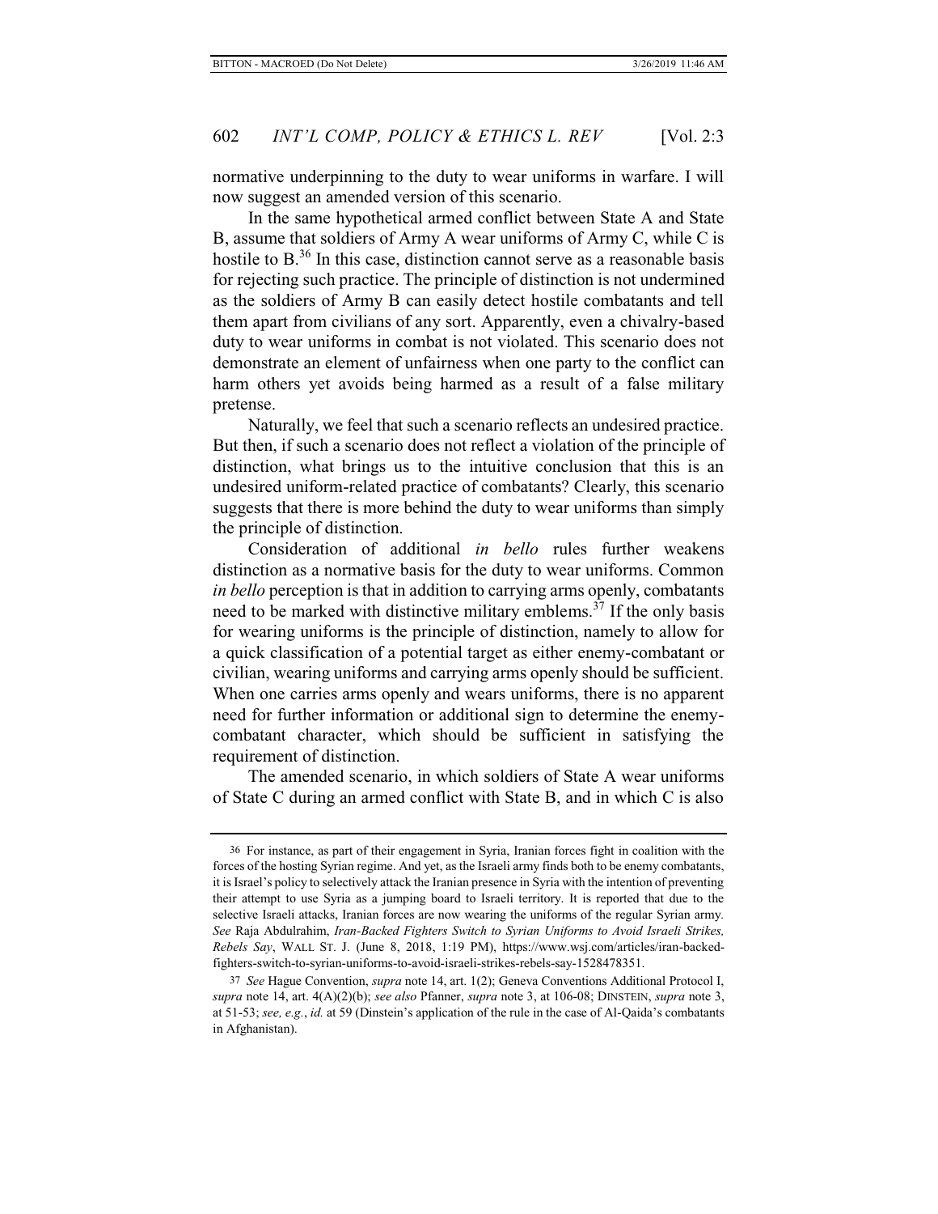normative underpinning to the duty to wear uniforms in warfare. I will now suggest an amended version of this scenario.

In the same hypothetical armed conflict between State A and State B, assume that soldiers of Army A wear uniforms of Army C, while C is hostile to B.[36] In this case, distinction cannot serve as a reasonable basis for rejecting such practice. The principle of distinction is not undermined as the soldiers of Army B can easily detect hostile combatants and tell them apart from civilians of any sort. Apparently, even a chivalry-based duty to wear uniforms in combat is not violated. This scenario does not demonstrate an element of unfairness when one party to the conflict can harm others yet avoids being harmed as a result of a false military pretense.

Naturally, we feel that such a scenario reflects an undesired practice. But then, if such a scenario does not reflect a violation of the principle of distinction, what brings us to the intuitive conclusion that this is an undesired uniform-related practice of combatants? Clearly, this scenario suggests that there is more behind the duty to wear uniforms than simply the principle of distinction.

Consideration of additional *in bello* rules further weakens distinction as a normative basis for the duty to wear uniforms. Common *in bello* perception is that in addition to carrying arms openly, combatants need to be marked with distinctive military emblems.[37] If the only basis for wearing uniforms is the principle of distinction, namely to allow for a quick classification of a potential target as either enemy-combatant or civilian, wearing uniforms and carrying arms openly should be sufficient. When one carries arms openly and wears uniforms, there is no apparent need for further information or additional sign to determine the enemy-combatant character, which should be sufficient in satisfying the requirement of distinction.

The amended scenario, in which soldiers of State A wear uniforms of State C during an armed conflict with State B, and in which C is also

---

36 For instance, as part of their engagement in Syria, Iranian forces fight in coalition with the forces of the hosting Syrian regime. And yet, as the Israeli army finds both to be enemy combatants, it is Israel's policy to selectively attack the Iranian presence in Syria with the intention of preventing their attempt to use Syria as a jumping board to Israeli territory. It is reported that due to the selective Israeli attacks, Iranian forces are now wearing the uniforms of the regular Syrian army. *See* Raja Abdulrahim, *Iran-Backed Fighters Switch to Syrian Uniforms to Avoid Israeli Strikes, Rebels Say*, WALL ST. J. (June 8, 2018, 1:19 PM), https://www.wsj.com/articles/iran-backed-fighters-switch-to-syrian-uniforms-to-avoid-israeli-strikes-rebels-say-1528478351.

37 *See* Hague Convention, *supra* note 14, art. 1(2); Geneva Conventions Additional Protocol I, *supra* note 14, art. 4(A)(2)(b); *see also* Pfanner, *supra* note 3, at 106-08; DINSTEIN, *supra* note 3, at 51-53; *see, e.g.*, *id.* at 59 (Dinstein's application of the rule in the case of Al-Qaida's combatants in Afghanistan).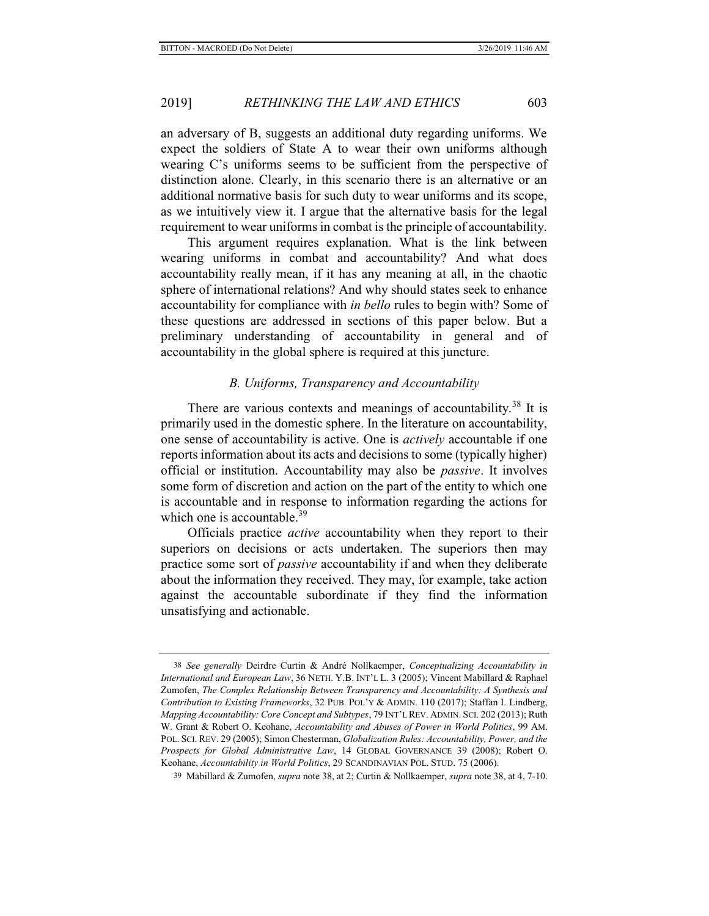an adversary of B, suggests an additional duty regarding uniforms. We expect the soldiers of State A to wear their own uniforms although wearing C's uniforms seems to be sufficient from the perspective of distinction alone. Clearly, in this scenario there is an alternative or an additional normative basis for such duty to wear uniforms and its scope, as we intuitively view it. I argue that the alternative basis for the legal requirement to wear uniforms in combat is the principle of accountability.

This argument requires explanation. What is the link between wearing uniforms in combat and accountability? And what does accountability really mean, if it has any meaning at all, in the chaotic sphere of international relations? And why should states seek to enhance accountability for compliance with *in bello* rules to begin with? Some of these questions are addressed in sections of this paper below. But a preliminary understanding of accountability in general and of accountability in the global sphere is required at this juncture.

### *B. Uniforms, Transparency and Accountability*

There are various contexts and meanings of accountability.[38] It is primarily used in the domestic sphere. In the literature on accountability, one sense of accountability is active. One is *actively* accountable if one reports information about its acts and decisions to some (typically higher) official or institution. Accountability may also be *passive*. It involves some form of discretion and action on the part of the entity to which one is accountable and in response to information regarding the actions for which one is accountable.[39]

Officials practice *active* accountability when they report to their superiors on decisions or acts undertaken. The superiors then may practice some sort of *passive* accountability if and when they deliberate about the information they received. They may, for example, take action against the accountable subordinate if they find the information unsatisfying and actionable.

---

38 *See generally* Deirdre Curtin & André Nollkaemper, *Conceptualizing Accountability in International and European Law*, 36 NETH. Y.B. INT'L L. 3 (2005); Vincent Mabillard & Raphael Zumofen, *The Complex Relationship Between Transparency and Accountability: A Synthesis and Contribution to Existing Frameworks*, 32 PUB. POL'Y & ADMIN. 110 (2017); Staffan I. Lindberg, *Mapping Accountability: Core Concept and Subtypes*, 79 INT'L REV. ADMIN. SCI. 202 (2013); Ruth W. Grant & Robert O. Keohane, *Accountability and Abuses of Power in World Politics*, 99 AM. POL. SCI. REV. 29 (2005); Simon Chesterman, *Globalization Rules: Accountability, Power, and the Prospects for Global Administrative Law*, 14 GLOBAL GOVERNANCE 39 (2008); Robert O. Keohane, *Accountability in World Politics*, 29 SCANDINAVIAN POL. STUD. 75 (2006).

39 Mabillard & Zumofen, *supra* note 38, at 2; Curtin & Nollkaemper, *supra* note 38, at 4, 7-10.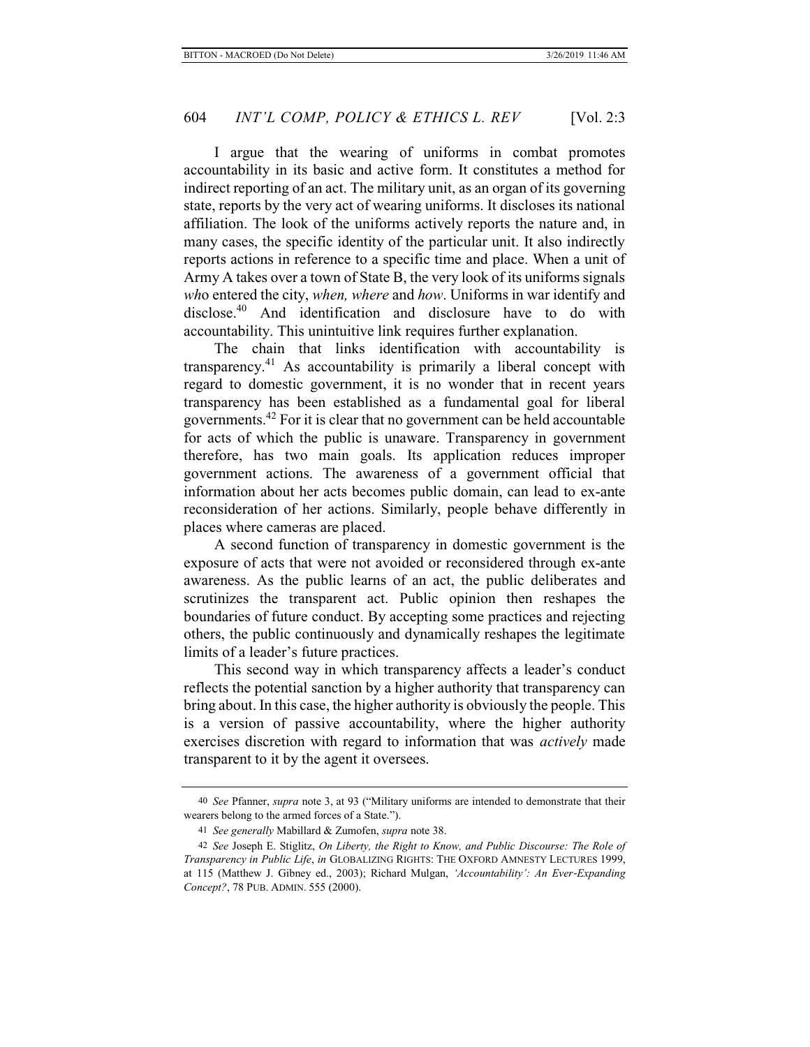I argue that the wearing of uniforms in combat promotes accountability in its basic and active form. It constitutes a method for indirect reporting of an act. The military unit, as an organ of its governing state, reports by the very act of wearing uniforms. It discloses its national affiliation. The look of the uniforms actively reports the nature and, in many cases, the specific identity of the particular unit. It also indirectly reports actions in reference to a specific time and place. When a unit of Army A takes over a town of State B, the very look of its uniforms signals *wh*o entered the city, *when, where* and *how*. Uniforms in war identify and disclose.[40] And identification and disclosure have to do with accountability. This unintuitive link requires further explanation.

The chain that links identification with accountability is transparency.[41] As accountability is primarily a liberal concept with regard to domestic government, it is no wonder that in recent years transparency has been established as a fundamental goal for liberal governments.[42] For it is clear that no government can be held accountable for acts of which the public is unaware. Transparency in government therefore, has two main goals. Its application reduces improper government actions. The awareness of a government official that information about her acts becomes public domain, can lead to ex-ante reconsideration of her actions. Similarly, people behave differently in places where cameras are placed.

A second function of transparency in domestic government is the exposure of acts that were not avoided or reconsidered through ex-ante awareness. As the public learns of an act, the public deliberates and scrutinizes the transparent act. Public opinion then reshapes the boundaries of future conduct. By accepting some practices and rejecting others, the public continuously and dynamically reshapes the legitimate limits of a leader's future practices.

This second way in which transparency affects a leader's conduct reflects the potential sanction by a higher authority that transparency can bring about. In this case, the higher authority is obviously the people. This is a version of passive accountability, where the higher authority exercises discretion with regard to information that was *actively* made transparent to it by the agent it oversees.

---

40 *See* Pfanner, *supra* note 3, at 93 ("Military uniforms are intended to demonstrate that their wearers belong to the armed forces of a State.").

41 *See generally* Mabillard & Zumofen, *supra* note 38.

42 *See* Joseph E. Stiglitz, *On Liberty, the Right to Know, and Public Discourse: The Role of Transparency in Public Life*, *in* GLOBALIZING RIGHTS: THE OXFORD AMNESTY LECTURES 1999, at 115 (Matthew J. Gibney ed., 2003); Richard Mulgan, *'Accountability': An Ever-Expanding Concept?*, 78 PUB. ADMIN. 555 (2000).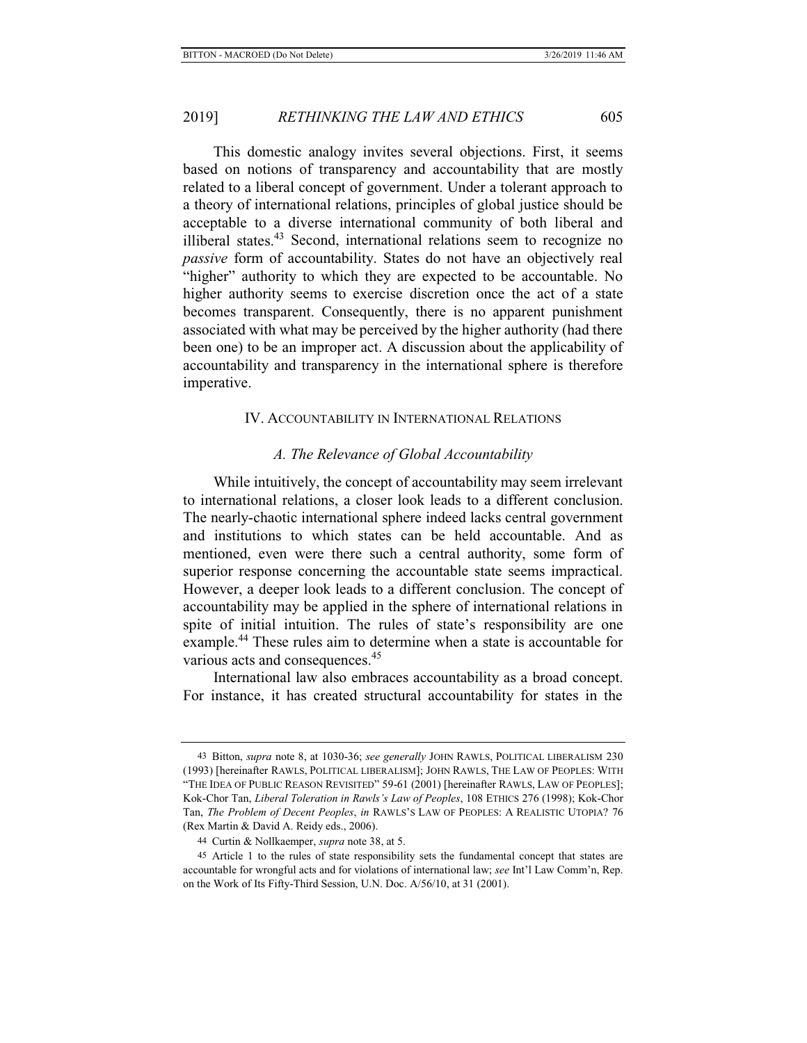This domestic analogy invites several objections. First, it seems based on notions of transparency and accountability that are mostly related to a liberal concept of government. Under a tolerant approach to a theory of international relations, principles of global justice should be acceptable to a diverse international community of both liberal and illiberal states.[43] Second, international relations seem to recognize no *passive* form of accountability. States do not have an objectively real "higher" authority to which they are expected to be accountable. No higher authority seems to exercise discretion once the act of a state becomes transparent. Consequently, there is no apparent punishment associated with what may be perceived by the higher authority (had there been one) to be an improper act. A discussion about the applicability of accountability and transparency in the international sphere is therefore imperative.

## IV. Accountability in International Relations

### *A. The Relevance of Global Accountability*

While intuitively, the concept of accountability may seem irrelevant to international relations, a closer look leads to a different conclusion. The nearly-chaotic international sphere indeed lacks central government and institutions to which states can be held accountable. And as mentioned, even were there such a central authority, some form of superior response concerning the accountable state seems impractical. However, a deeper look leads to a different conclusion. The concept of accountability may be applied in the sphere of international relations in spite of initial intuition. The rules of state's responsibility are one example.[44] These rules aim to determine when a state is accountable for various acts and consequences.[45]

International law also embraces accountability as a broad concept. For instance, it has created structural accountability for states in the

---

43 Bitton, *supra* note 8, at 1030-36; *see generally* John Rawls, Political Liberalism 230 (1993) [hereinafter Rawls, Political Liberalism]; John Rawls, The Law of Peoples: With "The Idea of Public Reason Revisited" 59-61 (2001) [hereinafter Rawls, Law of Peoples]; Kok-Chor Tan, *Liberal Toleration in Rawls's Law of Peoples*, 108 Ethics 276 (1998); Kok-Chor Tan, *The Problem of Decent Peoples*, *in* Rawls's Law of Peoples: A Realistic Utopia? 76 (Rex Martin & David A. Reidy eds., 2006).

44 Curtin & Nollkaemper, *supra* note 38, at 5.

45 Article 1 to the rules of state responsibility sets the fundamental concept that states are accountable for wrongful acts and for violations of international law; *see* Int'l Law Comm'n, Rep. on the Work of Its Fifty-Third Session, U.N. Doc. A/56/10, at 31 (2001).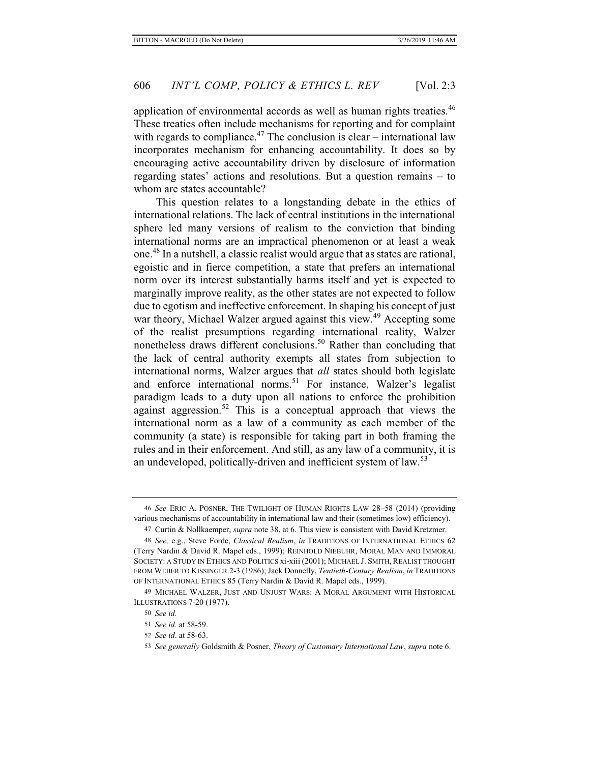application of environmental accords as well as human rights treaties.[46] These treaties often include mechanisms for reporting and for complaint with regards to compliance.[47] The conclusion is clear – international law incorporates mechanism for enhancing accountability. It does so by encouraging active accountability driven by disclosure of information regarding states' actions and resolutions. But a question remains – to whom are states accountable?

This question relates to a longstanding debate in the ethics of international relations. The lack of central institutions in the international sphere led many versions of realism to the conviction that binding international norms are an impractical phenomenon or at least a weak one.[48] In a nutshell, a classic realist would argue that as states are rational, egoistic and in fierce competition, a state that prefers an international norm over its interest substantially harms itself and yet is expected to marginally improve reality, as the other states are not expected to follow due to egotism and ineffective enforcement. In shaping his concept of just war theory, Michael Walzer argued against this view.[49] Accepting some of the realist presumptions regarding international reality, Walzer nonetheless draws different conclusions.[50] Rather than concluding that the lack of central authority exempts all states from subjection to international norms, Walzer argues that *all* states should both legislate and enforce international norms.[51] For instance, Walzer's legalist paradigm leads to a duty upon all nations to enforce the prohibition against aggression.[52] This is a conceptual approach that views the international norm as a law of a community as each member of the community (a state) is responsible for taking part in both framing the rules and in their enforcement. And still, as any law of a community, it is an undeveloped, politically-driven and inefficient system of law.[53]

---

46 *See* ERIC A. POSNER, THE TWILIGHT OF HUMAN RIGHTS LAW 28–58 (2014) (providing various mechanisms of accountability in international law and their (sometimes low) efficiency).

47 Curtin & Nollkaemper, *supra* note 38, at 6. This view is consistent with David Kretzmer.

48 *See,* e.g., Steve Forde, *Classical Realism*, *in* TRADITIONS OF INTERNATIONAL ETHICS 62 (Terry Nardin & David R. Mapel eds., 1999); REINHOLD NIEBUHR, MORAL MAN AND IMMORAL SOCIETY: A STUDY IN ETHICS AND POLITICS xi-xiii (2001); MICHAEL J. SMITH, REALIST THOUGHT FROM WEBER TO KISSINGER 2-3 (1986); Jack Donnelly, *Tentieth-Century Realism*, *in* TRADITIONS OF INTERNATIONAL ETHICS 85 (Terry Nardin & David R. Mapel eds., 1999).

49 MICHAEL WALZER, JUST AND UNJUST WARS: A MORAL ARGUMENT WITH HISTORICAL ILLUSTRATIONS 7-20 (1977).

50 *See id.*

51 *See id.* at 58-59.

52 *See id*. at 58-63.

53 *See generally* Goldsmith & Posner, *Theory of Customary International Law*, *supra* note 6.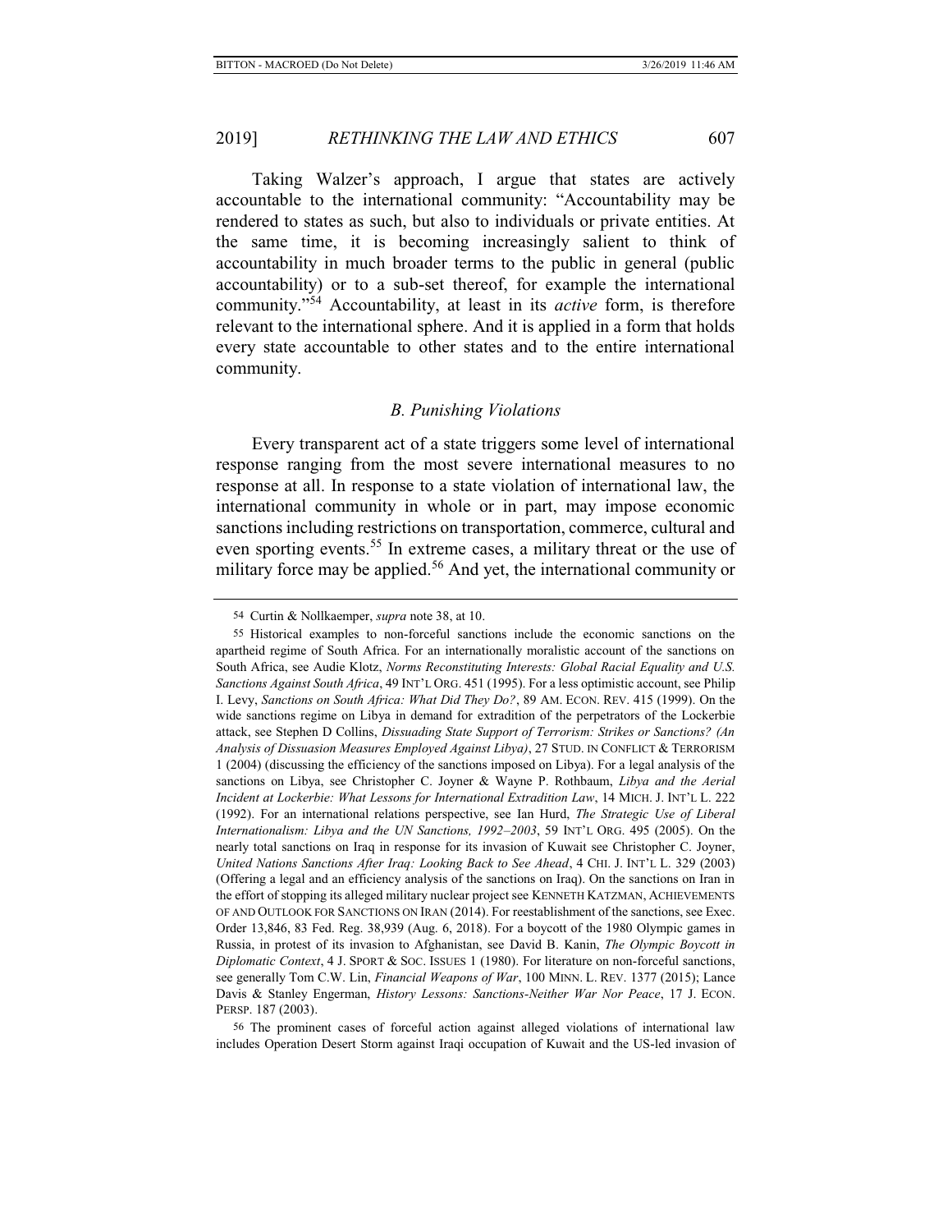Taking Walzer's approach, I argue that states are actively accountable to the international community: "Accountability may be rendered to states as such, but also to individuals or private entities. At the same time, it is becoming increasingly salient to think of accountability in much broader terms to the public in general (public accountability) or to a sub-set thereof, for example the international community."[54] Accountability, at least in its *active* form, is therefore relevant to the international sphere. And it is applied in a form that holds every state accountable to other states and to the entire international community.

### *B. Punishing Violations*

Every transparent act of a state triggers some level of international response ranging from the most severe international measures to no response at all. In response to a state violation of international law, the international community in whole or in part, may impose economic sanctions including restrictions on transportation, commerce, cultural and even sporting events.[55] In extreme cases, a military threat or the use of military force may be applied.[56] And yet, the international community or

---

54 Curtin & Nollkaemper, *supra* note 38, at 10.

55 Historical examples to non-forceful sanctions include the economic sanctions on the apartheid regime of South Africa. For an internationally moralistic account of the sanctions on South Africa, see Audie Klotz, *Norms Reconstituting Interests: Global Racial Equality and U.S. Sanctions Against South Africa*, 49 INT'L ORG. 451 (1995). For a less optimistic account, see Philip I. Levy, *Sanctions on South Africa: What Did They Do?*, 89 AM. ECON. REV. 415 (1999). On the wide sanctions regime on Libya in demand for extradition of the perpetrators of the Lockerbie attack, see Stephen D Collins, *Dissuading State Support of Terrorism: Strikes or Sanctions? (An Analysis of Dissuasion Measures Employed Against Libya)*, 27 STUD. IN CONFLICT & TERRORISM 1 (2004) (discussing the efficiency of the sanctions imposed on Libya). For a legal analysis of the sanctions on Libya, see Christopher C. Joyner & Wayne P. Rothbaum, *Libya and the Aerial Incident at Lockerbie: What Lessons for International Extradition Law*, 14 MICH. J. INT'L L. 222 (1992). For an international relations perspective, see Ian Hurd, *The Strategic Use of Liberal Internationalism: Libya and the UN Sanctions, 1992–2003*, 59 INT'L ORG. 495 (2005). On the nearly total sanctions on Iraq in response for its invasion of Kuwait see Christopher C. Joyner, *United Nations Sanctions After Iraq: Looking Back to See Ahead*, 4 CHI. J. INT'L L. 329 (2003) (Offering a legal and an efficiency analysis of the sanctions on Iraq). On the sanctions on Iran in the effort of stopping its alleged military nuclear project see KENNETH KATZMAN, ACHIEVEMENTS OF AND OUTLOOK FOR SANCTIONS ON IRAN (2014). For reestablishment of the sanctions, see Exec. Order 13,846, 83 Fed. Reg. 38,939 (Aug. 6, 2018). For a boycott of the 1980 Olympic games in Russia, in protest of its invasion to Afghanistan, see David B. Kanin, *The Olympic Boycott in Diplomatic Context*, 4 J. SPORT & SOC. ISSUES 1 (1980). For literature on non-forceful sanctions, see generally Tom C.W. Lin, *Financial Weapons of War*, 100 MINN. L. REV. 1377 (2015); Lance Davis & Stanley Engerman, *History Lessons: Sanctions-Neither War Nor Peace*, 17 J. ECON. PERSP. 187 (2003).

56 The prominent cases of forceful action against alleged violations of international law includes Operation Desert Storm against Iraqi occupation of Kuwait and the US-led invasion of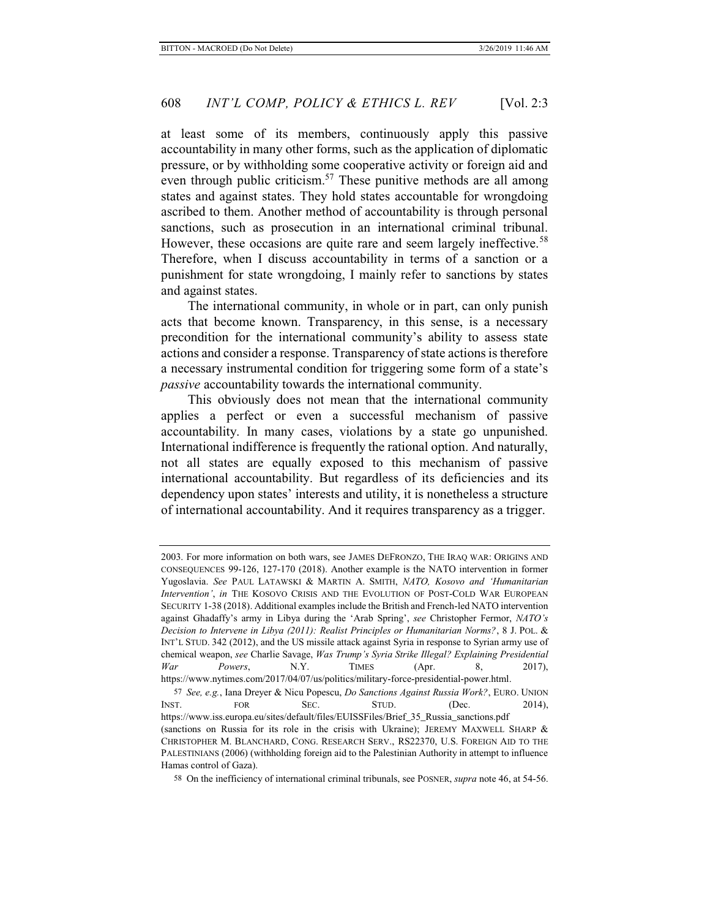at least some of its members, continuously apply this passive accountability in many other forms, such as the application of diplomatic pressure, or by withholding some cooperative activity or foreign aid and even through public criticism.[57] These punitive methods are all among states and against states. They hold states accountable for wrongdoing ascribed to them. Another method of accountability is through personal sanctions, such as prosecution in an international criminal tribunal. However, these occasions are quite rare and seem largely ineffective.[58] Therefore, when I discuss accountability in terms of a sanction or a punishment for state wrongdoing, I mainly refer to sanctions by states and against states.

The international community, in whole or in part, can only punish acts that become known. Transparency, in this sense, is a necessary precondition for the international community's ability to assess state actions and consider a response. Transparency of state actions is therefore a necessary instrumental condition for triggering some form of a state's *passive* accountability towards the international community.

This obviously does not mean that the international community applies a perfect or even a successful mechanism of passive accountability. In many cases, violations by a state go unpunished. International indifference is frequently the rational option. And naturally, not all states are equally exposed to this mechanism of passive international accountability. But regardless of its deficiencies and its dependency upon states' interests and utility, it is nonetheless a structure of international accountability. And it requires transparency as a trigger.

---

2003. For more information on both wars, see JAMES DEFRONZO, THE IRAQ WAR: ORIGINS AND CONSEQUENCES 99-126, 127-170 (2018). Another example is the NATO intervention in former Yugoslavia. *See* PAUL LATAWSKI & MARTIN A. SMITH, *NATO, Kosovo and 'Humanitarian Intervention'*, *in* THE KOSOVO CRISIS AND THE EVOLUTION OF POST-COLD WAR EUROPEAN SECURITY 1-38 (2018). Additional examples include the British and French-led NATO intervention against Ghadaffy's army in Libya during the 'Arab Spring', *see* Christopher Fermor, *NATO's Decision to Intervene in Libya (2011): Realist Principles or Humanitarian Norms?*, 8 J. POL. & INT'L STUD. 342 (2012), and the US missile attack against Syria in response to Syrian army use of chemical weapon, *see* Charlie Savage, *Was Trump's Syria Strike Illegal? Explaining Presidential War Powers*, N.Y. TIMES (Apr. 8, 2017), https://www.nytimes.com/2017/04/07/us/politics/military-force-presidential-power.html.

57 *See, e.g.*, Iana Dreyer & Nicu Popescu, *Do Sanctions Against Russia Work?*, EURO. UNION INST. FOR SEC. STUD. (Dec. 2014), https://www.iss.europa.eu/sites/default/files/EUISSFiles/Brief_35_Russia_sanctions.pdf (sanctions on Russia for its role in the crisis with Ukraine); JEREMY MAXWELL SHARP & CHRISTOPHER M. BLANCHARD, CONG. RESEARCH SERV., RS22370, U.S. FOREIGN AID TO THE PALESTINIANS (2006) (withholding foreign aid to the Palestinian Authority in attempt to influence Hamas control of Gaza).

58 On the inefficiency of international criminal tribunals, see POSNER, *supra* note 46, at 54-56.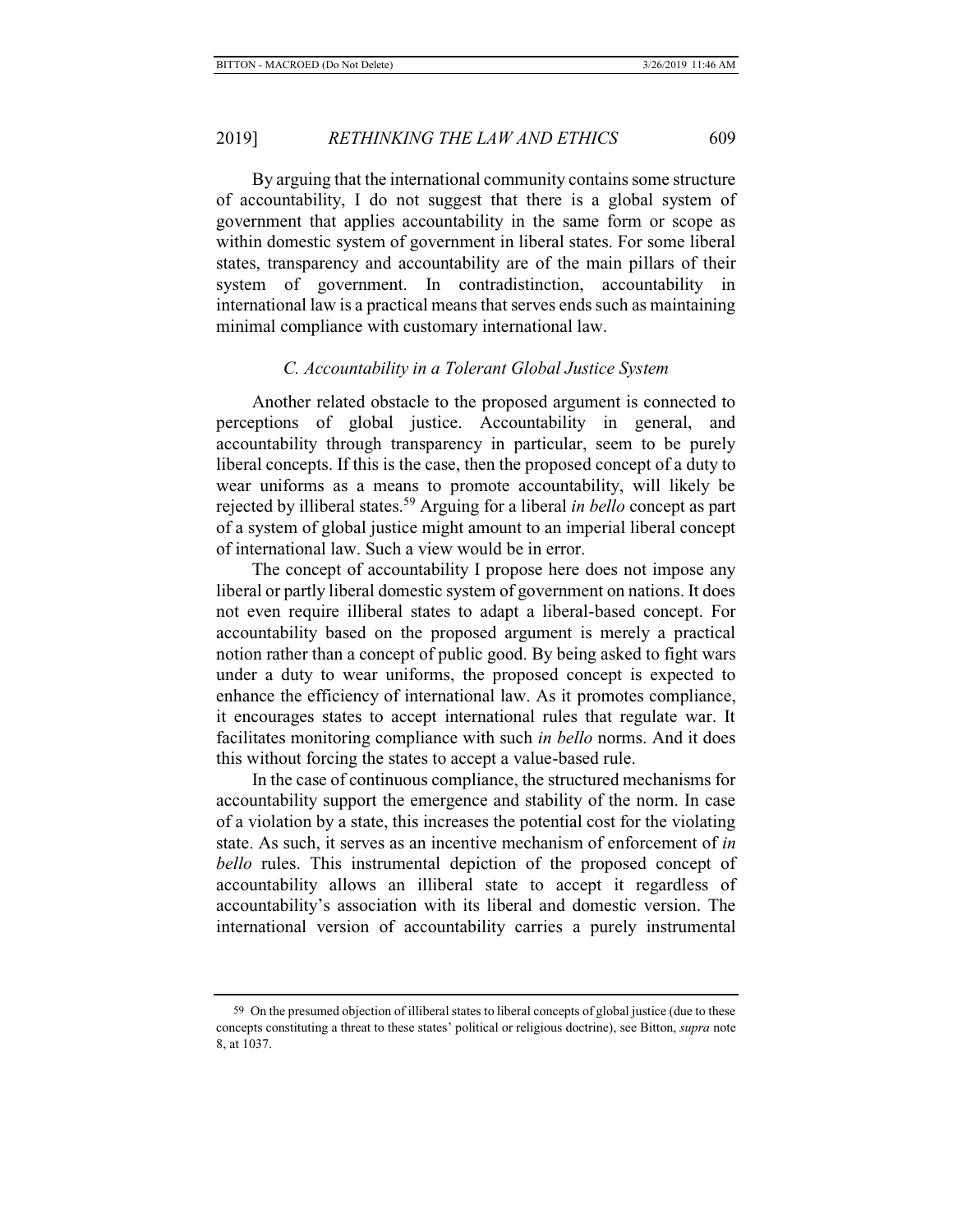By arguing that the international community contains some structure of accountability, I do not suggest that there is a global system of government that applies accountability in the same form or scope as within domestic system of government in liberal states. For some liberal states, transparency and accountability are of the main pillars of their system of government. In contradistinction, accountability in international law is a practical means that serves ends such as maintaining minimal compliance with customary international law.

### *C. Accountability in a Tolerant Global Justice System*

Another related obstacle to the proposed argument is connected to perceptions of global justice. Accountability in general, and accountability through transparency in particular, seem to be purely liberal concepts. If this is the case, then the proposed concept of a duty to wear uniforms as a means to promote accountability, will likely be rejected by illiberal states.[59] Arguing for a liberal *in bello* concept as part of a system of global justice might amount to an imperial liberal concept of international law. Such a view would be in error.

The concept of accountability I propose here does not impose any liberal or partly liberal domestic system of government on nations. It does not even require illiberal states to adapt a liberal-based concept. For accountability based on the proposed argument is merely a practical notion rather than a concept of public good. By being asked to fight wars under a duty to wear uniforms, the proposed concept is expected to enhance the efficiency of international law. As it promotes compliance, it encourages states to accept international rules that regulate war. It facilitates monitoring compliance with such *in bello* norms. And it does this without forcing the states to accept a value-based rule.

In the case of continuous compliance, the structured mechanisms for accountability support the emergence and stability of the norm. In case of a violation by a state, this increases the potential cost for the violating state. As such, it serves as an incentive mechanism of enforcement of *in bello* rules. This instrumental depiction of the proposed concept of accountability allows an illiberal state to accept it regardless of accountability's association with its liberal and domestic version. The international version of accountability carries a purely instrumental

---

59 On the presumed objection of illiberal states to liberal concepts of global justice (due to these concepts constituting a threat to these states' political or religious doctrine), see Bitton, *supra* note 8, at 1037.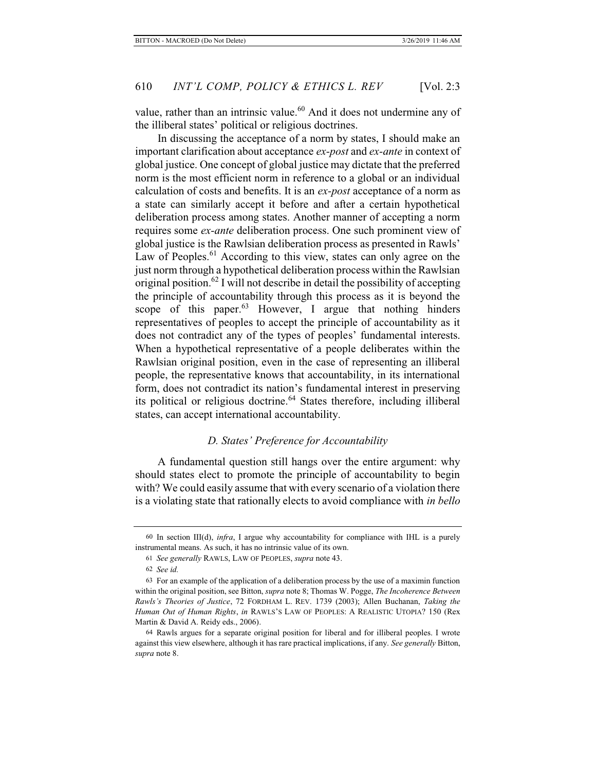value, rather than an intrinsic value.[60] And it does not undermine any of the illiberal states' political or religious doctrines.

In discussing the acceptance of a norm by states, I should make an important clarification about acceptance *ex-post* and *ex-ante* in context of global justice. One concept of global justice may dictate that the preferred norm is the most efficient norm in reference to a global or an individual calculation of costs and benefits. It is an *ex-post* acceptance of a norm as a state can similarly accept it before and after a certain hypothetical deliberation process among states. Another manner of accepting a norm requires some *ex-ante* deliberation process. One such prominent view of global justice is the Rawlsian deliberation process as presented in Rawls' Law of Peoples.[61] According to this view, states can only agree on the just norm through a hypothetical deliberation process within the Rawlsian original position.[62] I will not describe in detail the possibility of accepting the principle of accountability through this process as it is beyond the scope of this paper.[63] However, I argue that nothing hinders representatives of peoples to accept the principle of accountability as it does not contradict any of the types of peoples' fundamental interests. When a hypothetical representative of a people deliberates within the Rawlsian original position, even in the case of representing an illiberal people, the representative knows that accountability, in its international form, does not contradict its nation's fundamental interest in preserving its political or religious doctrine.[64] States therefore, including illiberal states, can accept international accountability.

### *D. States' Preference for Accountability*

A fundamental question still hangs over the entire argument: why should states elect to promote the principle of accountability to begin with? We could easily assume that with every scenario of a violation there is a violating state that rationally elects to avoid compliance with *in bello*

---

60 In section III(d), *infra*, I argue why accountability for compliance with IHL is a purely instrumental means. As such, it has no intrinsic value of its own.

61 *See generally* RAWLS, LAW OF PEOPLES, *supra* note 43.

62 *See id.*

63 For an example of the application of a deliberation process by the use of a maximin function within the original position, see Bitton, *supra* note 8; Thomas W. Pogge, *The Incoherence Between Rawls's Theories of Justice*, 72 FORDHAM L. REV. 1739 (2003); Allen Buchanan, *Taking the Human Out of Human Rights*, *in* RAWLS'S LAW OF PEOPLES: A REALISTIC UTOPIA? 150 (Rex Martin & David A. Reidy eds., 2006).

64 Rawls argues for a separate original position for liberal and for illiberal peoples. I wrote against this view elsewhere, although it has rare practical implications, if any. *See generally* Bitton, *supra* note 8.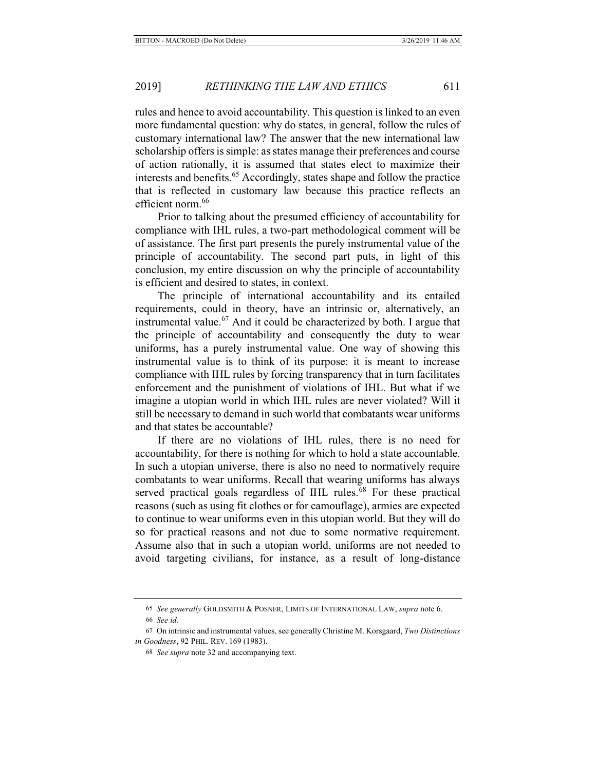rules and hence to avoid accountability. This question is linked to an even more fundamental question: why do states, in general, follow the rules of customary international law? The answer that the new international law scholarship offers is simple: as states manage their preferences and course of action rationally, it is assumed that states elect to maximize their interests and benefits.[65] Accordingly, states shape and follow the practice that is reflected in customary law because this practice reflects an efficient norm.[66]

Prior to talking about the presumed efficiency of accountability for compliance with IHL rules, a two-part methodological comment will be of assistance. The first part presents the purely instrumental value of the principle of accountability. The second part puts, in light of this conclusion, my entire discussion on why the principle of accountability is efficient and desired to states, in context.

The principle of international accountability and its entailed requirements, could in theory, have an intrinsic or, alternatively, an instrumental value.[67] And it could be characterized by both. I argue that the principle of accountability and consequently the duty to wear uniforms, has a purely instrumental value. One way of showing this instrumental value is to think of its purpose: it is meant to increase compliance with IHL rules by forcing transparency that in turn facilitates enforcement and the punishment of violations of IHL. But what if we imagine a utopian world in which IHL rules are never violated? Will it still be necessary to demand in such world that combatants wear uniforms and that states be accountable?

If there are no violations of IHL rules, there is no need for accountability, for there is nothing for which to hold a state accountable. In such a utopian universe, there is also no need to normatively require combatants to wear uniforms. Recall that wearing uniforms has always served practical goals regardless of IHL rules.[68] For these practical reasons (such as using fit clothes or for camouflage), armies are expected to continue to wear uniforms even in this utopian world. But they will do so for practical reasons and not due to some normative requirement. Assume also that in such a utopian world, uniforms are not needed to avoid targeting civilians, for instance, as a result of long-distance

---

65 *See generally* GOLDSMITH & POSNER, LIMITS OF INTERNATIONAL LAW, *supra* note 6.

66 *See id.*

67 On intrinsic and instrumental values, see generally Christine M. Korsgaard, *Two Distinctions in Goodness*, 92 PHIL. REV. 169 (1983).

68 *See supra* note 32 and accompanying text.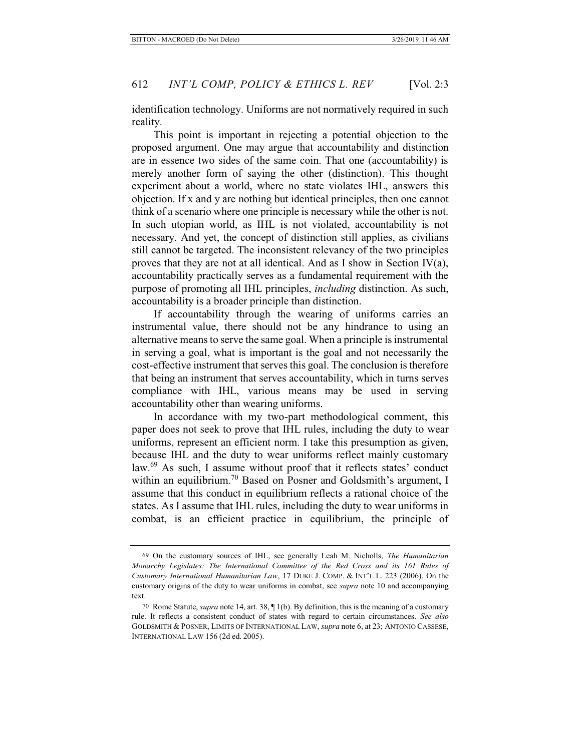identification technology. Uniforms are not normatively required in such reality.

This point is important in rejecting a potential objection to the proposed argument. One may argue that accountability and distinction are in essence two sides of the same coin. That one (accountability) is merely another form of saying the other (distinction). This thought experiment about a world, where no state violates IHL, answers this objection. If x and y are nothing but identical principles, then one cannot think of a scenario where one principle is necessary while the other is not. In such utopian world, as IHL is not violated, accountability is not necessary. And yet, the concept of distinction still applies, as civilians still cannot be targeted. The inconsistent relevancy of the two principles proves that they are not at all identical. And as I show in Section IV(a), accountability practically serves as a fundamental requirement with the purpose of promoting all IHL principles, *including* distinction. As such, accountability is a broader principle than distinction.

If accountability through the wearing of uniforms carries an instrumental value, there should not be any hindrance to using an alternative means to serve the same goal. When a principle is instrumental in serving a goal, what is important is the goal and not necessarily the cost-effective instrument that serves this goal. The conclusion is therefore that being an instrument that serves accountability, which in turns serves compliance with IHL, various means may be used in serving accountability other than wearing uniforms.

In accordance with my two-part methodological comment, this paper does not seek to prove that IHL rules, including the duty to wear uniforms, represent an efficient norm. I take this presumption as given, because IHL and the duty to wear uniforms reflect mainly customary law.[69] As such, I assume without proof that it reflects states' conduct within an equilibrium.[70] Based on Posner and Goldsmith's argument, I assume that this conduct in equilibrium reflects a rational choice of the states. As I assume that IHL rules, including the duty to wear uniforms in combat, is an efficient practice in equilibrium, the principle of

---

69 On the customary sources of IHL, see generally Leah M. Nicholls, *The Humanitarian Monarchy Legislates: The International Committee of the Red Cross and its 161 Rules of Customary International Humanitarian Law*, 17 DUKE J. COMP. & INT'L L. 223 (2006). On the customary origins of the duty to wear uniforms in combat, see *supra* note 10 and accompanying text.

70 Rome Statute, *supra* note 14, art. 38, ¶ 1(b). By definition, this is the meaning of a customary rule. It reflects a consistent conduct of states with regard to certain circumstances. *See also* GOLDSMITH & POSNER, LIMITS OF INTERNATIONAL LAW, *supra* note 6, at 23; ANTONIO CASSESE, INTERNATIONAL LAW 156 (2d ed. 2005).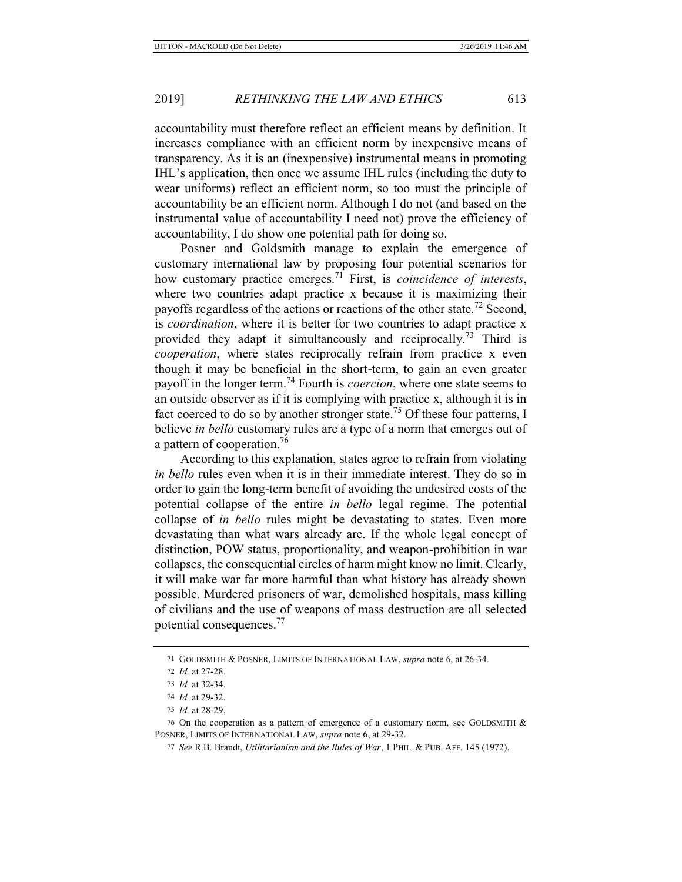accountability must therefore reflect an efficient means by definition. It increases compliance with an efficient norm by inexpensive means of transparency. As it is an (inexpensive) instrumental means in promoting IHL's application, then once we assume IHL rules (including the duty to wear uniforms) reflect an efficient norm, so too must the principle of accountability be an efficient norm. Although I do not (and based on the instrumental value of accountability I need not) prove the efficiency of accountability, I do show one potential path for doing so.

Posner and Goldsmith manage to explain the emergence of customary international law by proposing four potential scenarios for how customary practice emerges.[71] First, is *coincidence of interests*, where two countries adapt practice x because it is maximizing their payoffs regardless of the actions or reactions of the other state.[72] Second, is *coordination*, where it is better for two countries to adapt practice x provided they adapt it simultaneously and reciprocally.[73] Third is *cooperation*, where states reciprocally refrain from practice x even though it may be beneficial in the short-term, to gain an even greater payoff in the longer term.[74] Fourth is *coercion*, where one state seems to an outside observer as if it is complying with practice x, although it is in fact coerced to do so by another stronger state.[75] Of these four patterns, I believe *in bello* customary rules are a type of a norm that emerges out of a pattern of cooperation.[76]

According to this explanation, states agree to refrain from violating *in bello* rules even when it is in their immediate interest. They do so in order to gain the long-term benefit of avoiding the undesired costs of the potential collapse of the entire *in bello* legal regime. The potential collapse of *in bello* rules might be devastating to states. Even more devastating than what wars already are. If the whole legal concept of distinction, POW status, proportionality, and weapon-prohibition in war collapses, the consequential circles of harm might know no limit. Clearly, it will make war far more harmful than what history has already shown possible. Murdered prisoners of war, demolished hospitals, mass killing of civilians and the use of weapons of mass destruction are all selected potential consequences.[77]

---

71 GOLDSMITH & POSNER, LIMITS OF INTERNATIONAL LAW, *supra* note 6, at 26-34.

72 *Id.* at 27-28.

73 *Id.* at 32-34.

74 *Id.* at 29-32.

75 *Id.* at 28-29.

76 On the cooperation as a pattern of emergence of a customary norm, see GOLDSMITH & POSNER, LIMITS OF INTERNATIONAL LAW, *supra* note 6, at 29-32.

77 *See* R.B. Brandt, *Utilitarianism and the Rules of War*, 1 PHIL. & PUB. AFF. 145 (1972).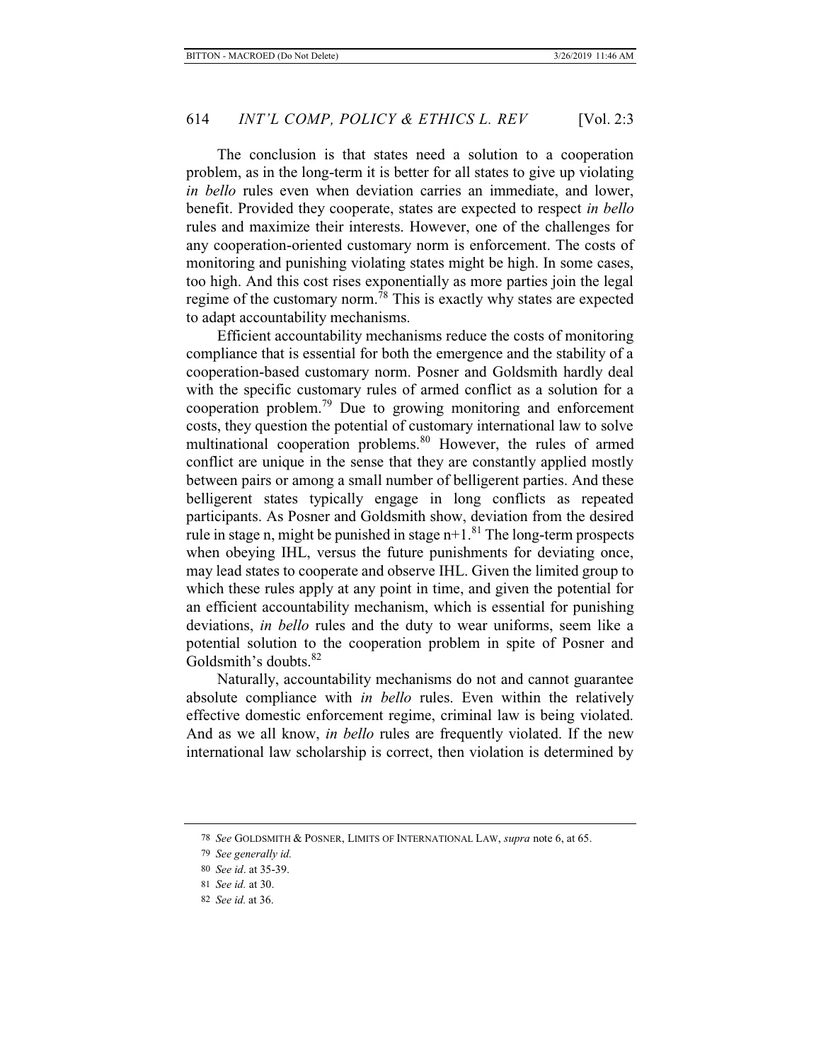The conclusion is that states need a solution to a cooperation problem, as in the long-term it is better for all states to give up violating *in bello* rules even when deviation carries an immediate, and lower, benefit. Provided they cooperate, states are expected to respect *in bello* rules and maximize their interests. However, one of the challenges for any cooperation-oriented customary norm is enforcement. The costs of monitoring and punishing violating states might be high. In some cases, too high. And this cost rises exponentially as more parties join the legal regime of the customary norm.[78] This is exactly why states are expected to adapt accountability mechanisms.

Efficient accountability mechanisms reduce the costs of monitoring compliance that is essential for both the emergence and the stability of a cooperation-based customary norm. Posner and Goldsmith hardly deal with the specific customary rules of armed conflict as a solution for a cooperation problem.[79] Due to growing monitoring and enforcement costs, they question the potential of customary international law to solve multinational cooperation problems.[80] However, the rules of armed conflict are unique in the sense that they are constantly applied mostly between pairs or among a small number of belligerent parties. And these belligerent states typically engage in long conflicts as repeated participants. As Posner and Goldsmith show, deviation from the desired rule in stage n, might be punished in stage n+1.[81] The long-term prospects when obeying IHL, versus the future punishments for deviating once, may lead states to cooperate and observe IHL. Given the limited group to which these rules apply at any point in time, and given the potential for an efficient accountability mechanism, which is essential for punishing deviations, *in bello* rules and the duty to wear uniforms, seem like a potential solution to the cooperation problem in spite of Posner and Goldsmith's doubts.[82]

Naturally, accountability mechanisms do not and cannot guarantee absolute compliance with *in bello* rules. Even within the relatively effective domestic enforcement regime, criminal law is being violated. And as we all know, *in bello* rules are frequently violated. If the new international law scholarship is correct, then violation is determined by

---

78 *See* GOLDSMITH & POSNER, LIMITS OF INTERNATIONAL LAW, *supra* note 6, at 65.

79 *See generally id.*

80 *See id*. at 35-39.

81 *See id.* at 30.

82 *See id.* at 36.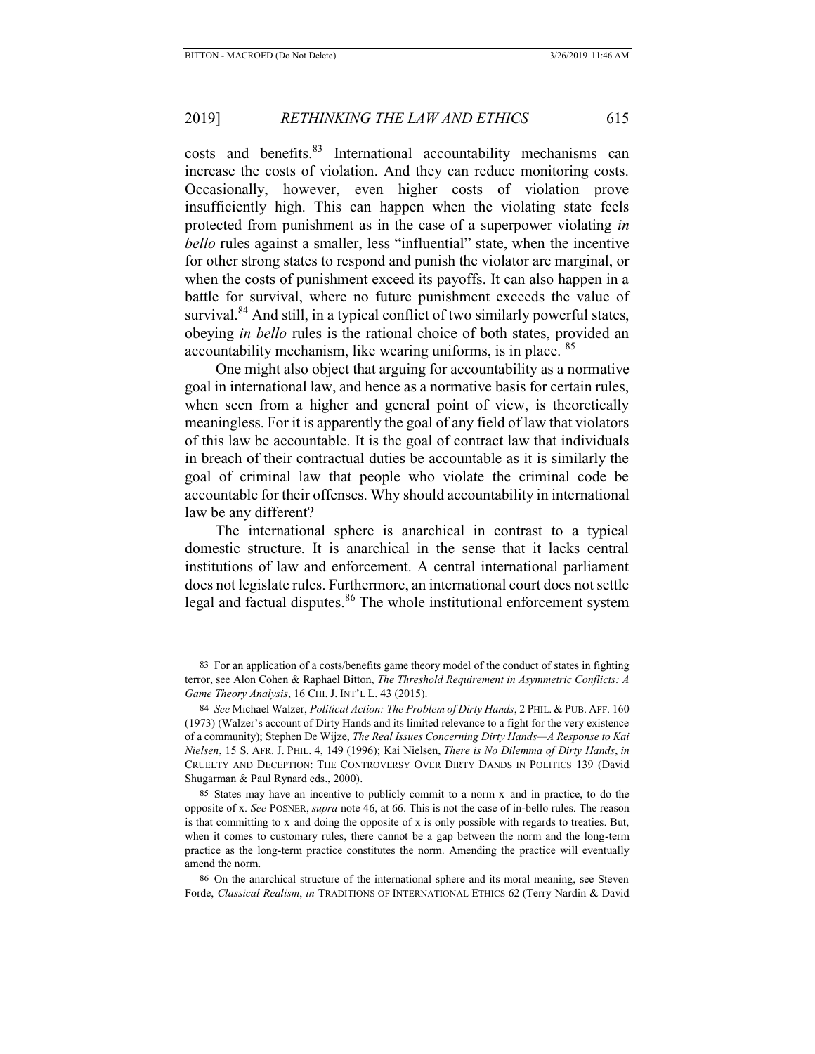costs and benefits.[83] International accountability mechanisms can increase the costs of violation. And they can reduce monitoring costs. Occasionally, however, even higher costs of violation prove insufficiently high. This can happen when the violating state feels protected from punishment as in the case of a superpower violating *in bello* rules against a smaller, less "influential" state, when the incentive for other strong states to respond and punish the violator are marginal, or when the costs of punishment exceed its payoffs. It can also happen in a battle for survival, where no future punishment exceeds the value of survival.[84] And still, in a typical conflict of two similarly powerful states, obeying *in bello* rules is the rational choice of both states, provided an accountability mechanism, like wearing uniforms, is in place. [85]

One might also object that arguing for accountability as a normative goal in international law, and hence as a normative basis for certain rules, when seen from a higher and general point of view, is theoretically meaningless. For it is apparently the goal of any field of law that violators of this law be accountable. It is the goal of contract law that individuals in breach of their contractual duties be accountable as it is similarly the goal of criminal law that people who violate the criminal code be accountable for their offenses. Why should accountability in international law be any different?

The international sphere is anarchical in contrast to a typical domestic structure. It is anarchical in the sense that it lacks central institutions of law and enforcement. A central international parliament does not legislate rules. Furthermore, an international court does not settle legal and factual disputes.[86] The whole institutional enforcement system

---

83 For an application of a costs/benefits game theory model of the conduct of states in fighting terror, see Alon Cohen & Raphael Bitton, *The Threshold Requirement in Asymmetric Conflicts: A Game Theory Analysis*, 16 CHI. J. INT'L L. 43 (2015).

84 *See* Michael Walzer, *Political Action: The Problem of Dirty Hands*, 2 PHIL. & PUB. AFF. 160 (1973) (Walzer's account of Dirty Hands and its limited relevance to a fight for the very existence of a community); Stephen De Wijze, *The Real Issues Concerning Dirty Hands—A Response to Kai Nielsen*, 15 S. AFR. J. PHIL. 4, 149 (1996); Kai Nielsen, *There is No Dilemma of Dirty Hands*, *in* CRUELTY AND DECEPTION: THE CONTROVERSY OVER DIRTY DANDS IN POLITICS 139 (David Shugarman & Paul Rynard eds., 2000).

85 States may have an incentive to publicly commit to a norm x and in practice, to do the opposite of x. *See* POSNER, *supra* note 46, at 66. This is not the case of in-bello rules. The reason is that committing to x and doing the opposite of x is only possible with regards to treaties. But, when it comes to customary rules, there cannot be a gap between the norm and the long-term practice as the long-term practice constitutes the norm. Amending the practice will eventually amend the norm.

86 On the anarchical structure of the international sphere and its moral meaning, see Steven Forde, *Classical Realism*, *in* TRADITIONS OF INTERNATIONAL ETHICS 62 (Terry Nardin & David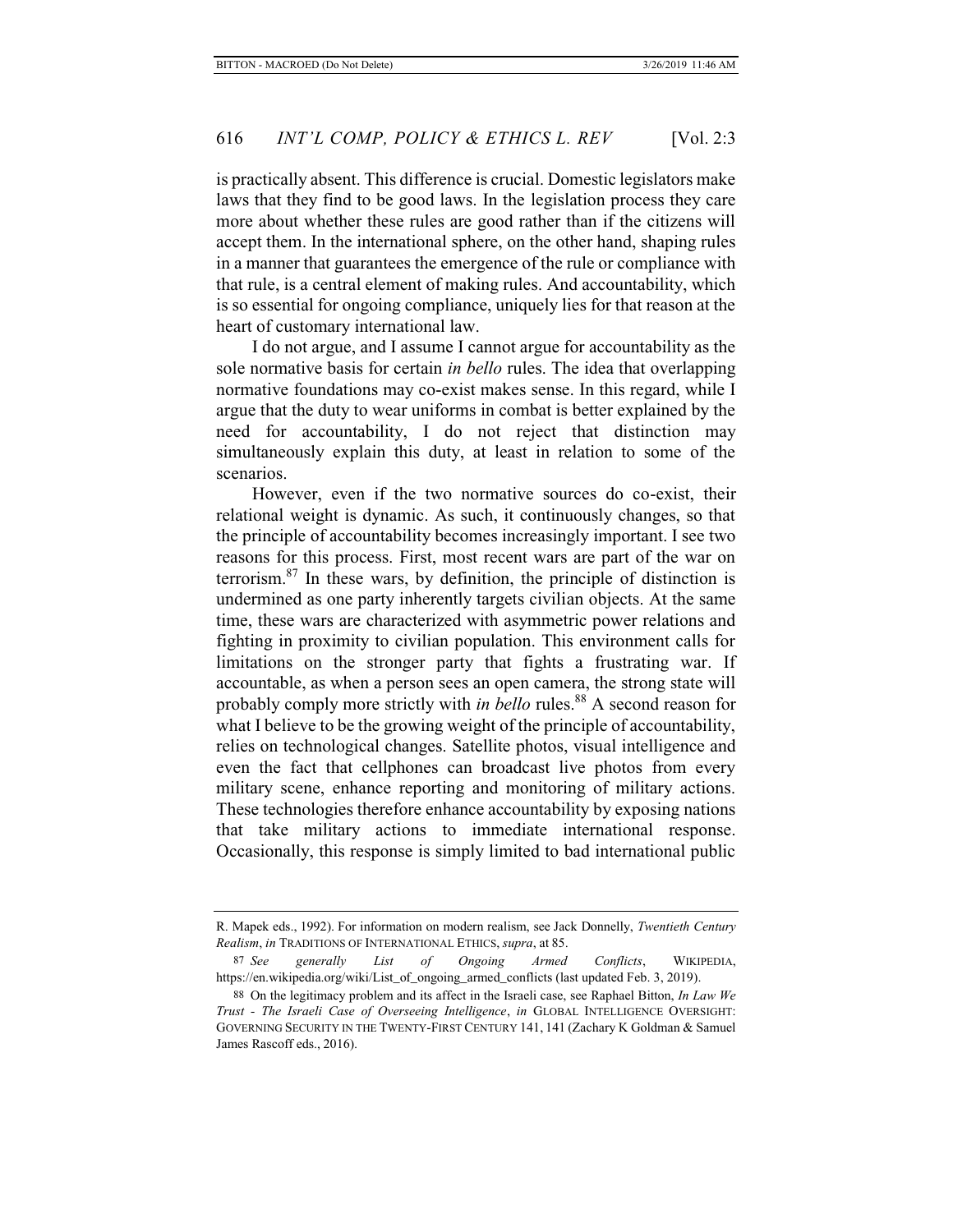is practically absent. This difference is crucial. Domestic legislators make laws that they find to be good laws. In the legislation process they care more about whether these rules are good rather than if the citizens will accept them. In the international sphere, on the other hand, shaping rules in a manner that guarantees the emergence of the rule or compliance with that rule, is a central element of making rules. And accountability, which is so essential for ongoing compliance, uniquely lies for that reason at the heart of customary international law.

I do not argue, and I assume I cannot argue for accountability as the sole normative basis for certain *in bello* rules. The idea that overlapping normative foundations may co-exist makes sense. In this regard, while I argue that the duty to wear uniforms in combat is better explained by the need for accountability, I do not reject that distinction may simultaneously explain this duty, at least in relation to some of the scenarios.

However, even if the two normative sources do co-exist, their relational weight is dynamic. As such, it continuously changes, so that the principle of accountability becomes increasingly important. I see two reasons for this process. First, most recent wars are part of the war on terrorism.[87] In these wars, by definition, the principle of distinction is undermined as one party inherently targets civilian objects. At the same time, these wars are characterized with asymmetric power relations and fighting in proximity to civilian population. This environment calls for limitations on the stronger party that fights a frustrating war. If accountable, as when a person sees an open camera, the strong state will probably comply more strictly with *in bello* rules.[88] A second reason for what I believe to be the growing weight of the principle of accountability, relies on technological changes. Satellite photos, visual intelligence and even the fact that cellphones can broadcast live photos from every military scene, enhance reporting and monitoring of military actions. These technologies therefore enhance accountability by exposing nations that take military actions to immediate international response. Occasionally, this response is simply limited to bad international public

---

R. Mapek eds., 1992). For information on modern realism, see Jack Donnelly, *Twentieth Century Realism*, *in* TRADITIONS OF INTERNATIONAL ETHICS, *supra*, at 85.

87 *See generally List of Ongoing Armed Conflicts*, WIKIPEDIA, https://en.wikipedia.org/wiki/List_of_ongoing_armed_conflicts (last updated Feb. 3, 2019).

88 On the legitimacy problem and its affect in the Israeli case, see Raphael Bitton, *In Law We Trust - The Israeli Case of Overseeing Intelligence*, *in* GLOBAL INTELLIGENCE OVERSIGHT: GOVERNING SECURITY IN THE TWENTY-FIRST CENTURY 141, 141 (Zachary K Goldman & Samuel James Rascoff eds., 2016).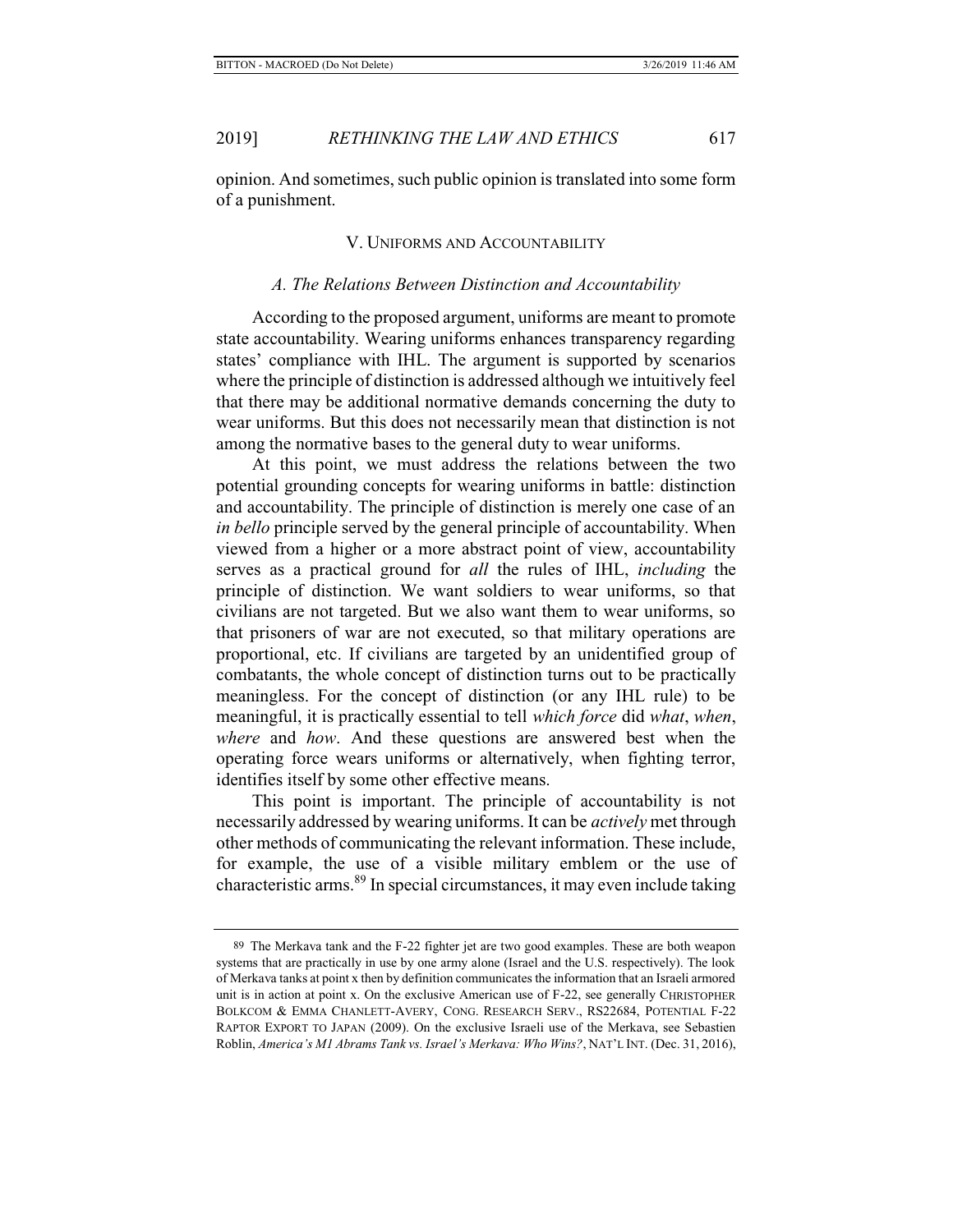opinion. And sometimes, such public opinion is translated into some form of a punishment.

## V. Uniforms and Accountability

### *A. The Relations Between Distinction and Accountability*

According to the proposed argument, uniforms are meant to promote state accountability. Wearing uniforms enhances transparency regarding states' compliance with IHL. The argument is supported by scenarios where the principle of distinction is addressed although we intuitively feel that there may be additional normative demands concerning the duty to wear uniforms. But this does not necessarily mean that distinction is not among the normative bases to the general duty to wear uniforms.

At this point, we must address the relations between the two potential grounding concepts for wearing uniforms in battle: distinction and accountability. The principle of distinction is merely one case of an *in bello* principle served by the general principle of accountability. When viewed from a higher or a more abstract point of view, accountability serves as a practical ground for *all* the rules of IHL, *including* the principle of distinction. We want soldiers to wear uniforms, so that civilians are not targeted. But we also want them to wear uniforms, so that prisoners of war are not executed, so that military operations are proportional, etc. If civilians are targeted by an unidentified group of combatants, the whole concept of distinction turns out to be practically meaningless. For the concept of distinction (or any IHL rule) to be meaningful, it is practically essential to tell *which force* did *what*, *when*, *where* and *how*. And these questions are answered best when the operating force wears uniforms or alternatively, when fighting terror, identifies itself by some other effective means.

This point is important. The principle of accountability is not necessarily addressed by wearing uniforms. It can be *actively* met through other methods of communicating the relevant information. These include, for example, the use of a visible military emblem or the use of characteristic arms.[89] In special circumstances, it may even include taking

---

[89] The Merkava tank and the F-22 fighter jet are two good examples. These are both weapon systems that are practically in use by one army alone (Israel and the U.S. respectively). The look of Merkava tanks at point x then by definition communicates the information that an Israeli armored unit is in action at point x. On the exclusive American use of F-22, see generally CHRISTOPHER BOLKCOM & EMMA CHANLETT-AVERY, CONG. RESEARCH SERV., RS22684, POTENTIAL F-22 RAPTOR EXPORT TO JAPAN (2009). On the exclusive Israeli use of the Merkava, see Sebastien Roblin, *America's M1 Abrams Tank vs. Israel's Merkava: Who Wins?*, NAT'L INT. (Dec. 31, 2016),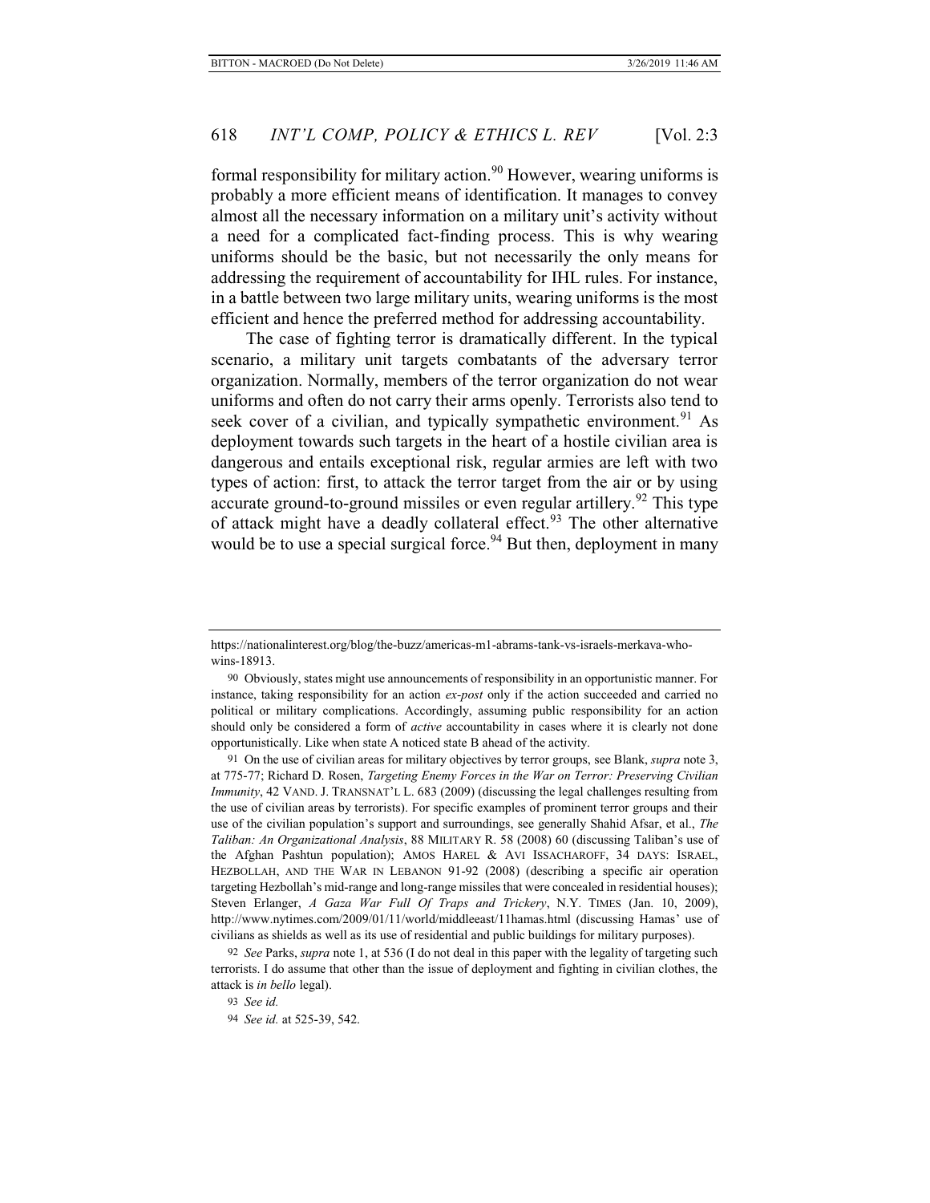formal responsibility for military action.[90] However, wearing uniforms is probably a more efficient means of identification. It manages to convey almost all the necessary information on a military unit's activity without a need for a complicated fact-finding process. This is why wearing uniforms should be the basic, but not necessarily the only means for addressing the requirement of accountability for IHL rules. For instance, in a battle between two large military units, wearing uniforms is the most efficient and hence the preferred method for addressing accountability.

The case of fighting terror is dramatically different. In the typical scenario, a military unit targets combatants of the adversary terror organization. Normally, members of the terror organization do not wear uniforms and often do not carry their arms openly. Terrorists also tend to seek cover of a civilian, and typically sympathetic environment.[91] As deployment towards such targets in the heart of a hostile civilian area is dangerous and entails exceptional risk, regular armies are left with two types of action: first, to attack the terror target from the air or by using accurate ground-to-ground missiles or even regular artillery.[92] This type of attack might have a deadly collateral effect.[93] The other alternative would be to use a special surgical force.[94] But then, deployment in many

---

https://nationalinterest.org/blog/the-buzz/americas-m1-abrams-tank-vs-israels-merkava-who-wins-18913.

90 Obviously, states might use announcements of responsibility in an opportunistic manner. For instance, taking responsibility for an action *ex-post* only if the action succeeded and carried no political or military complications. Accordingly, assuming public responsibility for an action should only be considered a form of *active* accountability in cases where it is clearly not done opportunistically. Like when state A noticed state B ahead of the activity.

91 On the use of civilian areas for military objectives by terror groups, see Blank, *supra* note 3, at 775-77; Richard D. Rosen, *Targeting Enemy Forces in the War on Terror: Preserving Civilian Immunity*, 42 VAND. J. TRANSNAT'L L. 683 (2009) (discussing the legal challenges resulting from the use of civilian areas by terrorists). For specific examples of prominent terror groups and their use of the civilian population's support and surroundings, see generally Shahid Afsar, et al., *The Taliban: An Organizational Analysis*, 88 MILITARY R. 58 (2008) 60 (discussing Taliban's use of the Afghan Pashtun population); AMOS HAREL & AVI ISSACHAROFF, 34 DAYS: ISRAEL, HEZBOLLAH, AND THE WAR IN LEBANON 91-92 (2008) (describing a specific air operation targeting Hezbollah's mid-range and long-range missiles that were concealed in residential houses); Steven Erlanger, *A Gaza War Full Of Traps and Trickery*, N.Y. TIMES (Jan. 10, 2009), http://www.nytimes.com/2009/01/11/world/middleeast/11hamas.html (discussing Hamas' use of civilians as shields as well as its use of residential and public buildings for military purposes).

92 *See* Parks, *supra* note 1, at 536 (I do not deal in this paper with the legality of targeting such terrorists. I do assume that other than the issue of deployment and fighting in civilian clothes, the attack is *in bello* legal).

93 *See id.*

94 *See id.* at 525-39, 542.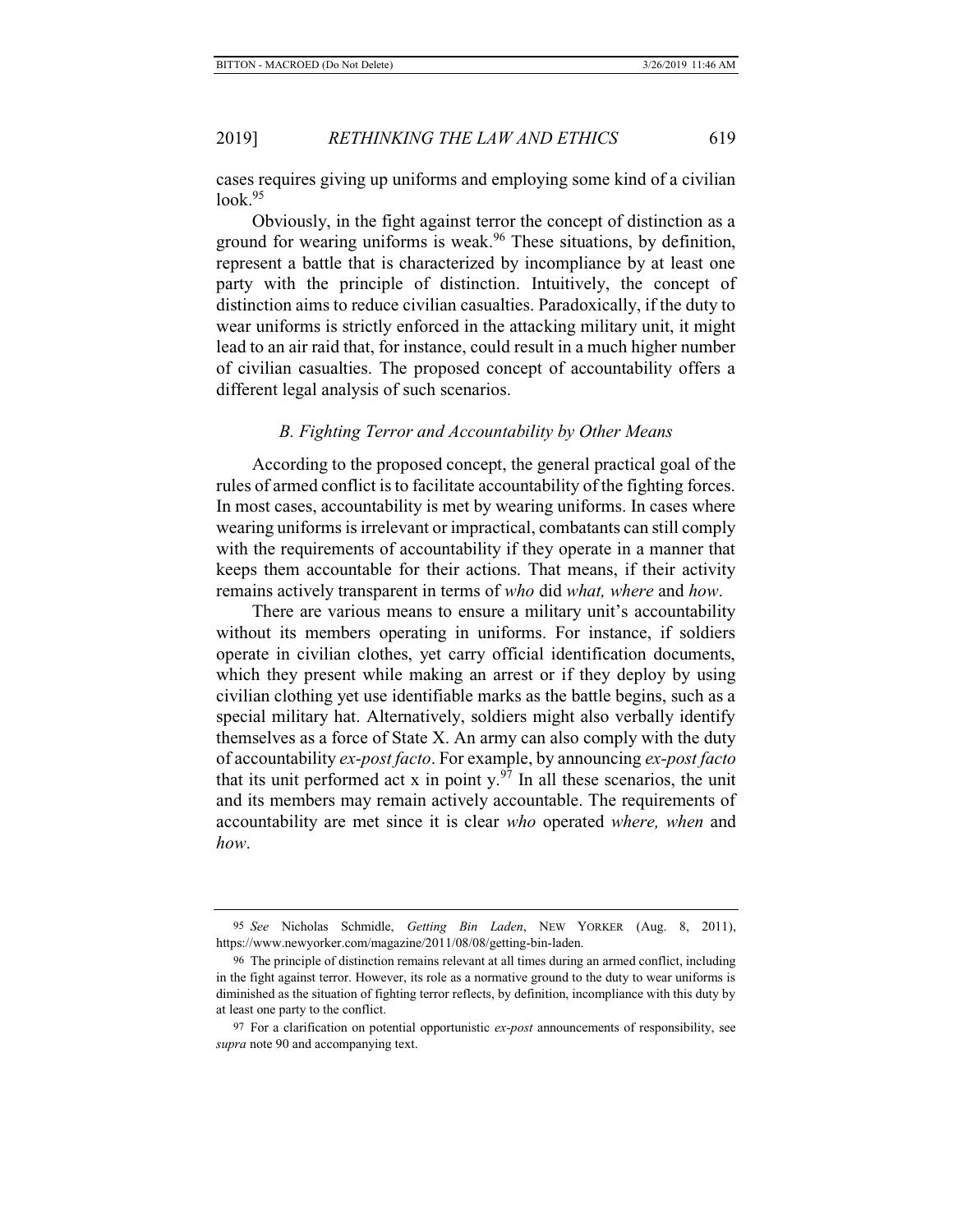cases requires giving up uniforms and employing some kind of a civilian look.[95]

Obviously, in the fight against terror the concept of distinction as a ground for wearing uniforms is weak.[96] These situations, by definition, represent a battle that is characterized by incompliance by at least one party with the principle of distinction. Intuitively, the concept of distinction aims to reduce civilian casualties. Paradoxically, if the duty to wear uniforms is strictly enforced in the attacking military unit, it might lead to an air raid that, for instance, could result in a much higher number of civilian casualties. The proposed concept of accountability offers a different legal analysis of such scenarios.

### *B. Fighting Terror and Accountability by Other Means*

According to the proposed concept, the general practical goal of the rules of armed conflict is to facilitate accountability of the fighting forces. In most cases, accountability is met by wearing uniforms. In cases where wearing uniforms is irrelevant or impractical, combatants can still comply with the requirements of accountability if they operate in a manner that keeps them accountable for their actions. That means, if their activity remains actively transparent in terms of *who* did *what, where* and *how*.

There are various means to ensure a military unit's accountability without its members operating in uniforms. For instance, if soldiers operate in civilian clothes, yet carry official identification documents, which they present while making an arrest or if they deploy by using civilian clothing yet use identifiable marks as the battle begins, such as a special military hat. Alternatively, soldiers might also verbally identify themselves as a force of State X. An army can also comply with the duty of accountability *ex-post facto*. For example, by announcing *ex-post facto* that its unit performed act x in point y.[97] In all these scenarios, the unit and its members may remain actively accountable. The requirements of accountability are met since it is clear *who* operated *where, when* and *how*.

---

95 *See* Nicholas Schmidle, *Getting Bin Laden*, NEW YORKER (Aug. 8, 2011), https://www.newyorker.com/magazine/2011/08/08/getting-bin-laden.

96 The principle of distinction remains relevant at all times during an armed conflict, including in the fight against terror. However, its role as a normative ground to the duty to wear uniforms is diminished as the situation of fighting terror reflects, by definition, incompliance with this duty by at least one party to the conflict.

97 For a clarification on potential opportunistic *ex-post* announcements of responsibility, see *supra* note 90 and accompanying text.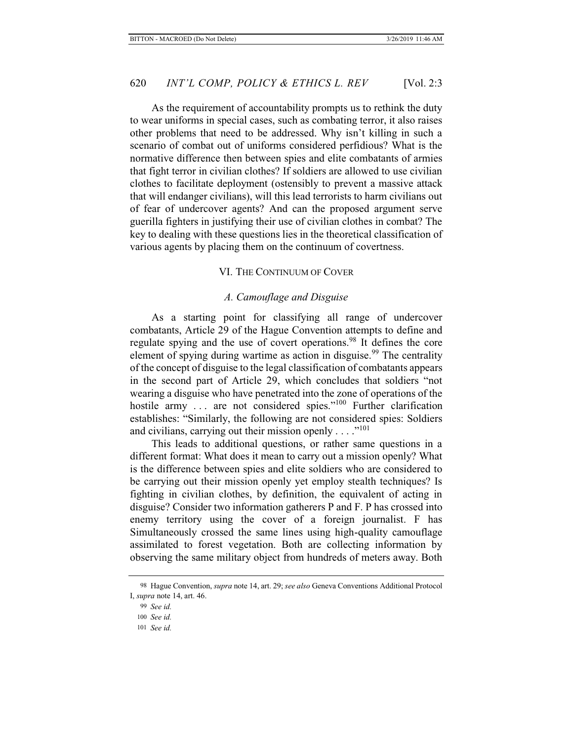As the requirement of accountability prompts us to rethink the duty to wear uniforms in special cases, such as combating terror, it also raises other problems that need to be addressed. Why isn't killing in such a scenario of combat out of uniforms considered perfidious? What is the normative difference then between spies and elite combatants of armies that fight terror in civilian clothes? If soldiers are allowed to use civilian clothes to facilitate deployment (ostensibly to prevent a massive attack that will endanger civilians), will this lead terrorists to harm civilians out of fear of undercover agents? And can the proposed argument serve guerilla fighters in justifying their use of civilian clothes in combat? The key to dealing with these questions lies in the theoretical classification of various agents by placing them on the continuum of covertness.

## VI. The Continuum of Cover

### *A. Camouflage and Disguise*

As a starting point for classifying all range of undercover combatants, Article 29 of the Hague Convention attempts to define and regulate spying and the use of covert operations.[98] It defines the core element of spying during wartime as action in disguise.[99] The centrality of the concept of disguise to the legal classification of combatants appears in the second part of Article 29, which concludes that soldiers "not wearing a disguise who have penetrated into the zone of operations of the hostile army . . . are not considered spies."[100] Further clarification establishes: "Similarly, the following are not considered spies: Soldiers and civilians, carrying out their mission openly . . . ."[101]

This leads to additional questions, or rather same questions in a different format: What does it mean to carry out a mission openly? What is the difference between spies and elite soldiers who are considered to be carrying out their mission openly yet employ stealth techniques? Is fighting in civilian clothes, by definition, the equivalent of acting in disguise? Consider two information gatherers P and F. P has crossed into enemy territory using the cover of a foreign journalist. F has Simultaneously crossed the same lines using high-quality camouflage assimilated to forest vegetation. Both are collecting information by observing the same military object from hundreds of meters away. Both

---

98 Hague Convention, *supra* note 14, art. 29; *see also* Geneva Conventions Additional Protocol I, *supra* note 14, art. 46.

99 *See id.*

100 *See id.*

101 *See id.*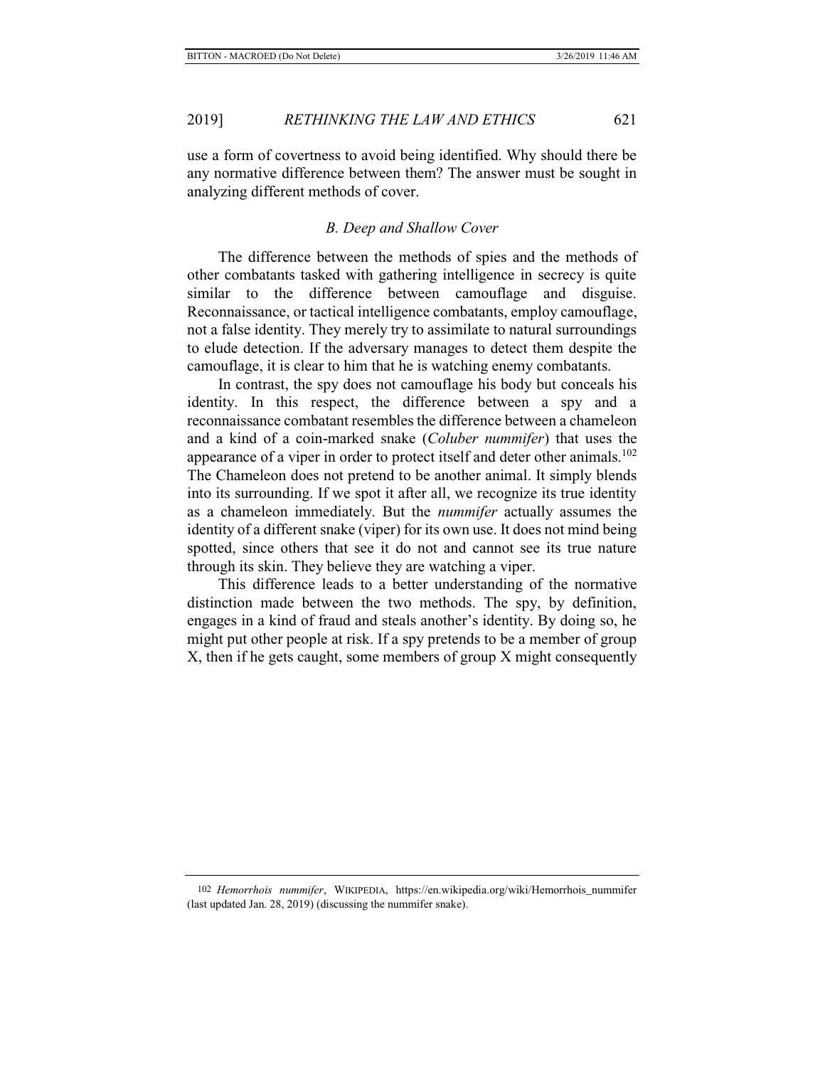use a form of covertness to avoid being identified. Why should there be any normative difference between them? The answer must be sought in analyzing different methods of cover.

### *B. Deep and Shallow Cover*

The difference between the methods of spies and the methods of other combatants tasked with gathering intelligence in secrecy is quite similar to the difference between camouflage and disguise. Reconnaissance, or tactical intelligence combatants, employ camouflage, not a false identity. They merely try to assimilate to natural surroundings to elude detection. If the adversary manages to detect them despite the camouflage, it is clear to him that he is watching enemy combatants.

In contrast, the spy does not camouflage his body but conceals his identity. In this respect, the difference between a spy and a reconnaissance combatant resembles the difference between a chameleon and a kind of a coin-marked snake (*Coluber nummifer*) that uses the appearance of a viper in order to protect itself and deter other animals.[102] The Chameleon does not pretend to be another animal. It simply blends into its surrounding. If we spot it after all, we recognize its true identity as a chameleon immediately. But the *nummifer* actually assumes the identity of a different snake (viper) for its own use. It does not mind being spotted, since others that see it do not and cannot see its true nature through its skin. They believe they are watching a viper.

This difference leads to a better understanding of the normative distinction made between the two methods. The spy, by definition, engages in a kind of fraud and steals another's identity. By doing so, he might put other people at risk. If a spy pretends to be a member of group X, then if he gets caught, some members of group X might consequently

---

102 *Hemorrhois nummifer*, WIKIPEDIA, https://en.wikipedia.org/wiki/Hemorrhois_nummifer (last updated Jan. 28, 2019) (discussing the nummifer snake).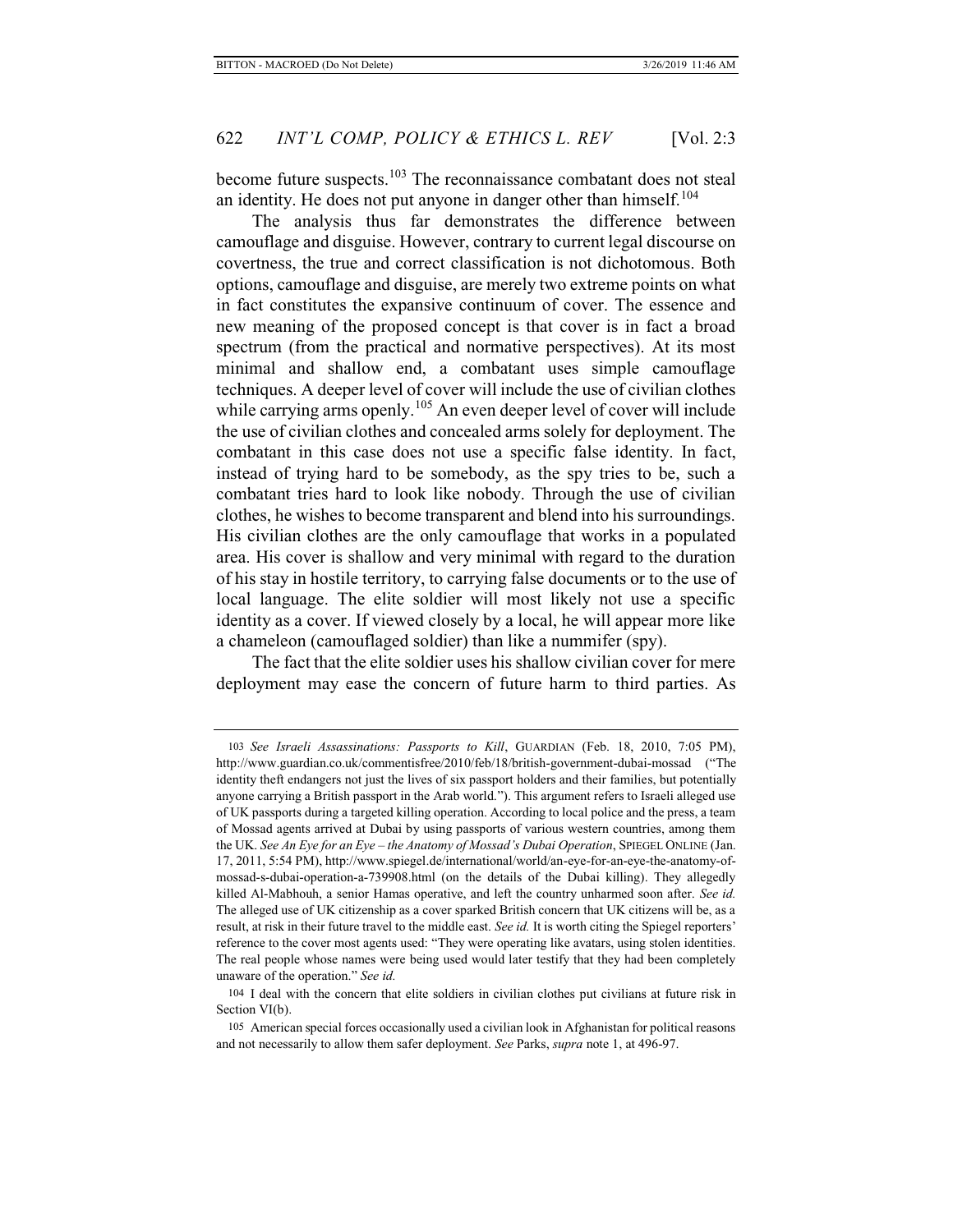become future suspects.[103] The reconnaissance combatant does not steal an identity. He does not put anyone in danger other than himself.[104]

The analysis thus far demonstrates the difference between camouflage and disguise. However, contrary to current legal discourse on covertness, the true and correct classification is not dichotomous. Both options, camouflage and disguise, are merely two extreme points on what in fact constitutes the expansive continuum of cover. The essence and new meaning of the proposed concept is that cover is in fact a broad spectrum (from the practical and normative perspectives). At its most minimal and shallow end, a combatant uses simple camouflage techniques. A deeper level of cover will include the use of civilian clothes while carrying arms openly.[105] An even deeper level of cover will include the use of civilian clothes and concealed arms solely for deployment. The combatant in this case does not use a specific false identity. In fact, instead of trying hard to be somebody, as the spy tries to be, such a combatant tries hard to look like nobody. Through the use of civilian clothes, he wishes to become transparent and blend into his surroundings. His civilian clothes are the only camouflage that works in a populated area. His cover is shallow and very minimal with regard to the duration of his stay in hostile territory, to carrying false documents or to the use of local language. The elite soldier will most likely not use a specific identity as a cover. If viewed closely by a local, he will appear more like a chameleon (camouflaged soldier) than like a nummifer (spy).

The fact that the elite soldier uses his shallow civilian cover for mere deployment may ease the concern of future harm to third parties. As

---

103 *See Israeli Assassinations: Passports to Kill*, GUARDIAN (Feb. 18, 2010, 7:05 PM), http://www.guardian.co.uk/commentisfree/2010/feb/18/british-government-dubai-mossad ("The identity theft endangers not just the lives of six passport holders and their families, but potentially anyone carrying a British passport in the Arab world."). This argument refers to Israeli alleged use of UK passports during a targeted killing operation. According to local police and the press, a team of Mossad agents arrived at Dubai by using passports of various western countries, among them the UK. *See An Eye for an Eye – the Anatomy of Mossad's Dubai Operation*, SPIEGEL ONLINE (Jan. 17, 2011, 5:54 PM), http://www.spiegel.de/international/world/an-eye-for-an-eye-the-anatomy-of-mossad-s-dubai-operation-a-739908.html (on the details of the Dubai killing). They allegedly killed Al-Mabhouh, a senior Hamas operative, and left the country unharmed soon after. *See id.* The alleged use of UK citizenship as a cover sparked British concern that UK citizens will be, as a result, at risk in their future travel to the middle east. *See id.* It is worth citing the Spiegel reporters' reference to the cover most agents used: "They were operating like avatars, using stolen identities. The real people whose names were being used would later testify that they had been completely unaware of the operation." *See id.*

104 I deal with the concern that elite soldiers in civilian clothes put civilians at future risk in Section VI(b).

105 American special forces occasionally used a civilian look in Afghanistan for political reasons and not necessarily to allow them safer deployment. *See* Parks, *supra* note 1, at 496-97.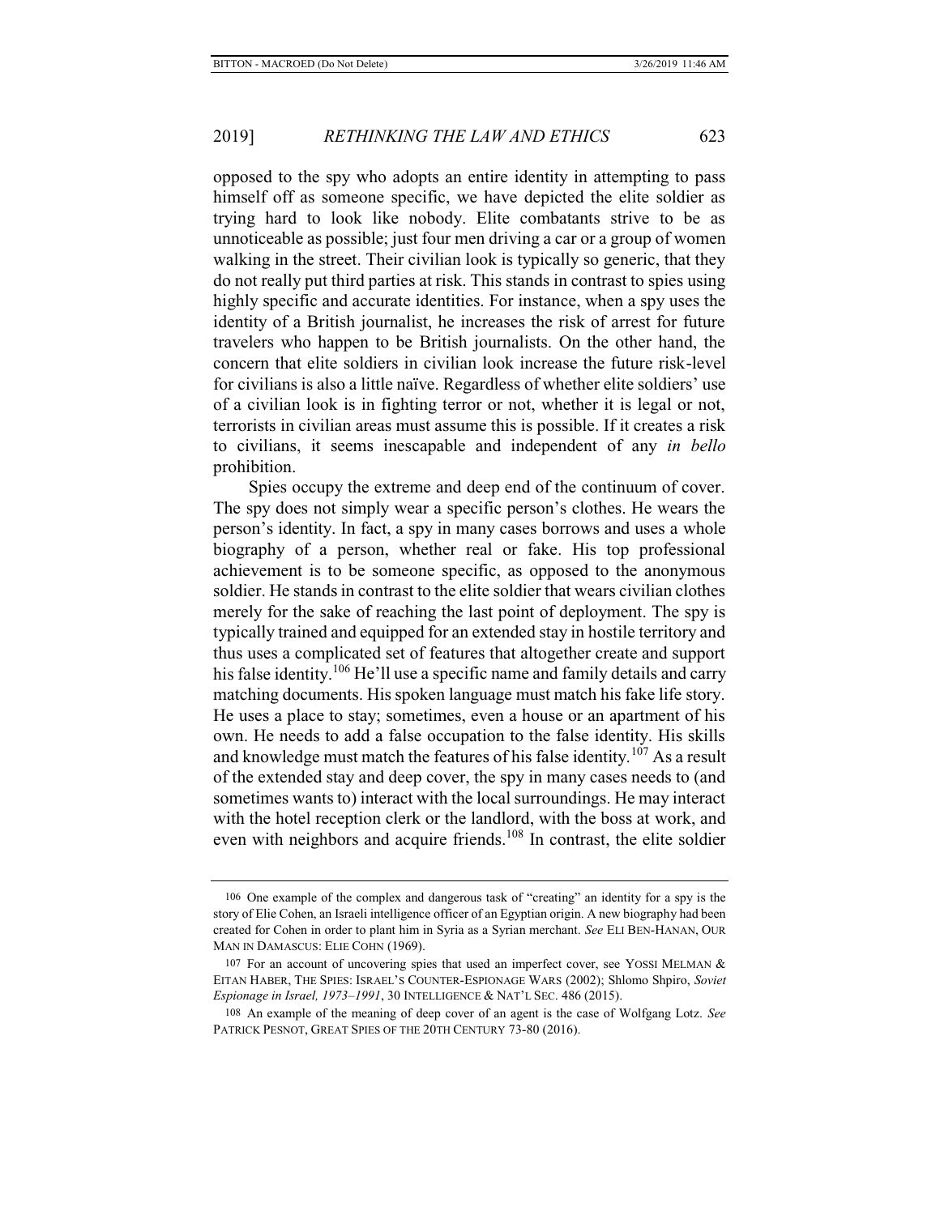opposed to the spy who adopts an entire identity in attempting to pass himself off as someone specific, we have depicted the elite soldier as trying hard to look like nobody. Elite combatants strive to be as unnoticeable as possible; just four men driving a car or a group of women walking in the street. Their civilian look is typically so generic, that they do not really put third parties at risk. This stands in contrast to spies using highly specific and accurate identities. For instance, when a spy uses the identity of a British journalist, he increases the risk of arrest for future travelers who happen to be British journalists. On the other hand, the concern that elite soldiers in civilian look increase the future risk-level for civilians is also a little naïve. Regardless of whether elite soldiers' use of a civilian look is in fighting terror or not, whether it is legal or not, terrorists in civilian areas must assume this is possible. If it creates a risk to civilians, it seems inescapable and independent of any *in bello* prohibition.

Spies occupy the extreme and deep end of the continuum of cover. The spy does not simply wear a specific person's clothes. He wears the person's identity. In fact, a spy in many cases borrows and uses a whole biography of a person, whether real or fake. His top professional achievement is to be someone specific, as opposed to the anonymous soldier. He stands in contrast to the elite soldier that wears civilian clothes merely for the sake of reaching the last point of deployment. The spy is typically trained and equipped for an extended stay in hostile territory and thus uses a complicated set of features that altogether create and support his false identity.[106] He'll use a specific name and family details and carry matching documents. His spoken language must match his fake life story. He uses a place to stay; sometimes, even a house or an apartment of his own. He needs to add a false occupation to the false identity. His skills and knowledge must match the features of his false identity.[107] As a result of the extended stay and deep cover, the spy in many cases needs to (and sometimes wants to) interact with the local surroundings. He may interact with the hotel reception clerk or the landlord, with the boss at work, and even with neighbors and acquire friends.[108] In contrast, the elite soldier

---

106 One example of the complex and dangerous task of "creating" an identity for a spy is the story of Elie Cohen, an Israeli intelligence officer of an Egyptian origin. A new biography had been created for Cohen in order to plant him in Syria as a Syrian merchant. *See* ELI BEN-HANAN, OUR MAN IN DAMASCUS: ELIE COHN (1969).

107 For an account of uncovering spies that used an imperfect cover, see YOSSI MELMAN & EITAN HABER, THE SPIES: ISRAEL'S COUNTER-ESPIONAGE WARS (2002); Shlomo Shpiro, *Soviet Espionage in Israel, 1973–1991*, 30 INTELLIGENCE & NAT'L SEC. 486 (2015).

108 An example of the meaning of deep cover of an agent is the case of Wolfgang Lotz. *See* PATRICK PESNOT, GREAT SPIES OF THE 20TH CENTURY 73-80 (2016).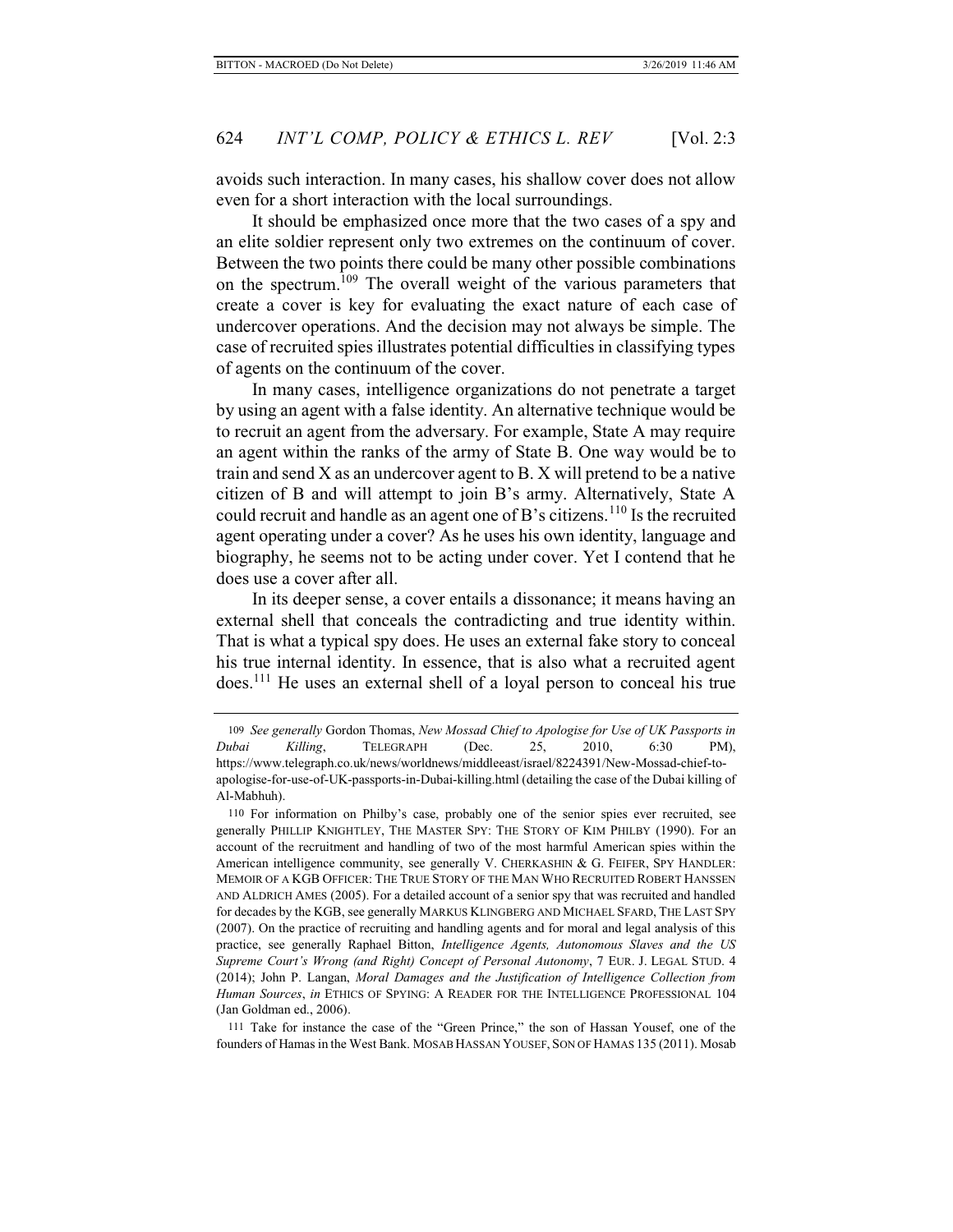avoids such interaction. In many cases, his shallow cover does not allow even for a short interaction with the local surroundings.

It should be emphasized once more that the two cases of a spy and an elite soldier represent only two extremes on the continuum of cover. Between the two points there could be many other possible combinations on the spectrum.[109] The overall weight of the various parameters that create a cover is key for evaluating the exact nature of each case of undercover operations. And the decision may not always be simple. The case of recruited spies illustrates potential difficulties in classifying types of agents on the continuum of the cover.

In many cases, intelligence organizations do not penetrate a target by using an agent with a false identity. An alternative technique would be to recruit an agent from the adversary. For example, State A may require an agent within the ranks of the army of State B. One way would be to train and send X as an undercover agent to B. X will pretend to be a native citizen of B and will attempt to join B's army. Alternatively, State A could recruit and handle as an agent one of B's citizens.[110] Is the recruited agent operating under a cover? As he uses his own identity, language and biography, he seems not to be acting under cover. Yet I contend that he does use a cover after all.

In its deeper sense, a cover entails a dissonance; it means having an external shell that conceals the contradicting and true identity within. That is what a typical spy does. He uses an external fake story to conceal his true internal identity. In essence, that is also what a recruited agent does.[111] He uses an external shell of a loyal person to conceal his true

---

109 *See generally* Gordon Thomas, *New Mossad Chief to Apologise for Use of UK Passports in Dubai Killing*, TELEGRAPH (Dec. 25, 2010, 6:30 PM), https://www.telegraph.co.uk/news/worldnews/middleeast/israel/8224391/New-Mossad-chief-to-apologise-for-use-of-UK-passports-in-Dubai-killing.html (detailing the case of the Dubai killing of Al-Mabhuh).

110 For information on Philby's case, probably one of the senior spies ever recruited, see generally PHILLIP KNIGHTLEY, THE MASTER SPY: THE STORY OF KIM PHILBY (1990). For an account of the recruitment and handling of two of the most harmful American spies within the American intelligence community, see generally V. CHERKASHIN & G. FEIFER, SPY HANDLER: MEMOIR OF A KGB OFFICER: THE TRUE STORY OF THE MAN WHO RECRUITED ROBERT HANSSEN AND ALDRICH AMES (2005). For a detailed account of a senior spy that was recruited and handled for decades by the KGB, see generally MARKUS KLINGBERG AND MICHAEL SFARD, THE LAST SPY (2007). On the practice of recruiting and handling agents and for moral and legal analysis of this practice, see generally Raphael Bitton, *Intelligence Agents, Autonomous Slaves and the US Supreme Court's Wrong (and Right) Concept of Personal Autonomy*, 7 EUR. J. LEGAL STUD. 4 (2014); John P. Langan, *Moral Damages and the Justification of Intelligence Collection from Human Sources*, *in* ETHICS OF SPYING: A READER FOR THE INTELLIGENCE PROFESSIONAL 104 (Jan Goldman ed., 2006).

111 Take for instance the case of the "Green Prince," the son of Hassan Yousef, one of the founders of Hamas in the West Bank. MOSAB HASSAN YOUSEF, SON OF HAMAS 135 (2011). Mosab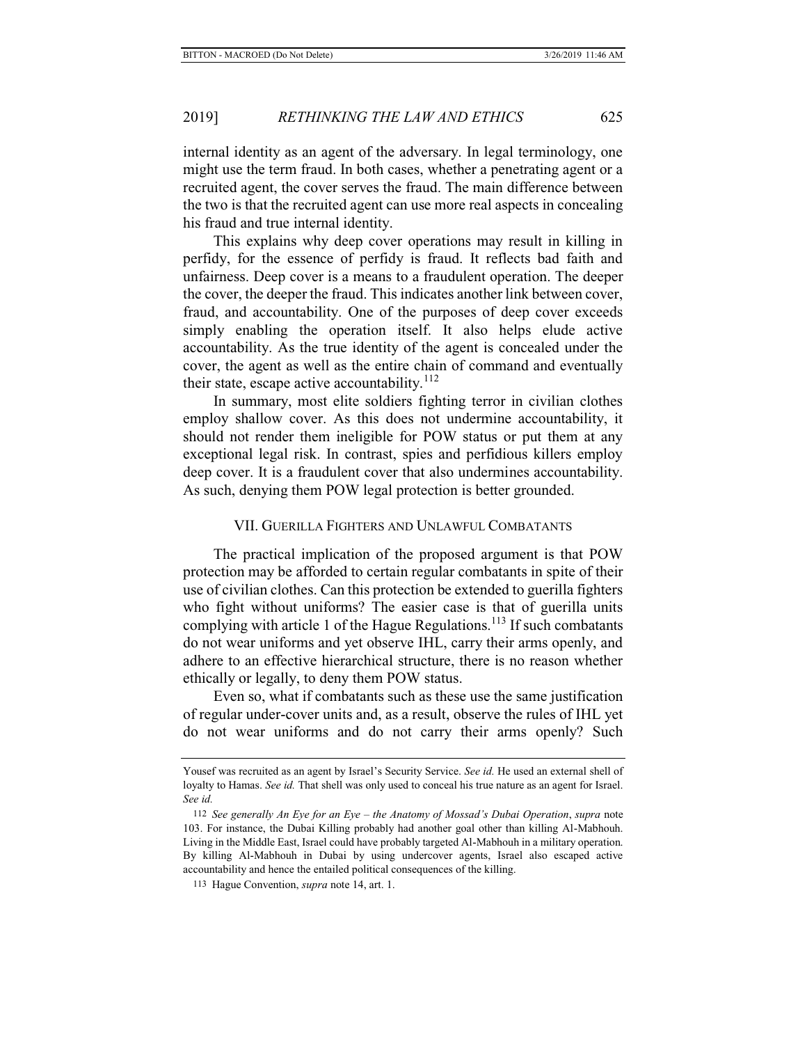internal identity as an agent of the adversary. In legal terminology, one might use the term fraud. In both cases, whether a penetrating agent or a recruited agent, the cover serves the fraud. The main difference between the two is that the recruited agent can use more real aspects in concealing his fraud and true internal identity.

This explains why deep cover operations may result in killing in perfidy, for the essence of perfidy is fraud. It reflects bad faith and unfairness. Deep cover is a means to a fraudulent operation. The deeper the cover, the deeper the fraud. This indicates another link between cover, fraud, and accountability. One of the purposes of deep cover exceeds simply enabling the operation itself. It also helps elude active accountability. As the true identity of the agent is concealed under the cover, the agent as well as the entire chain of command and eventually their state, escape active accountability.[112]

In summary, most elite soldiers fighting terror in civilian clothes employ shallow cover. As this does not undermine accountability, it should not render them ineligible for POW status or put them at any exceptional legal risk. In contrast, spies and perfidious killers employ deep cover. It is a fraudulent cover that also undermines accountability. As such, denying them POW legal protection is better grounded.

## VII. Guerilla Fighters and Unlawful Combatants

The practical implication of the proposed argument is that POW protection may be afforded to certain regular combatants in spite of their use of civilian clothes. Can this protection be extended to guerilla fighters who fight without uniforms? The easier case is that of guerilla units complying with article 1 of the Hague Regulations.[113] If such combatants do not wear uniforms and yet observe IHL, carry their arms openly, and adhere to an effective hierarchical structure, there is no reason whether ethically or legally, to deny them POW status.

Even so, what if combatants such as these use the same justification of regular under-cover units and, as a result, observe the rules of IHL yet do not wear uniforms and do not carry their arms openly? Such

---

Yousef was recruited as an agent by Israel's Security Service. *See id.* He used an external shell of loyalty to Hamas. *See id.* That shell was only used to conceal his true nature as an agent for Israel. *See id.*

112 *See generally An Eye for an Eye – the Anatomy of Mossad's Dubai Operation*, *supra* note 103. For instance, the Dubai Killing probably had another goal other than killing Al-Mabhouh. Living in the Middle East, Israel could have probably targeted Al-Mabhouh in a military operation. By killing Al-Mabhouh in Dubai by using undercover agents, Israel also escaped active accountability and hence the entailed political consequences of the killing.

113 Hague Convention, *supra* note 14, art. 1.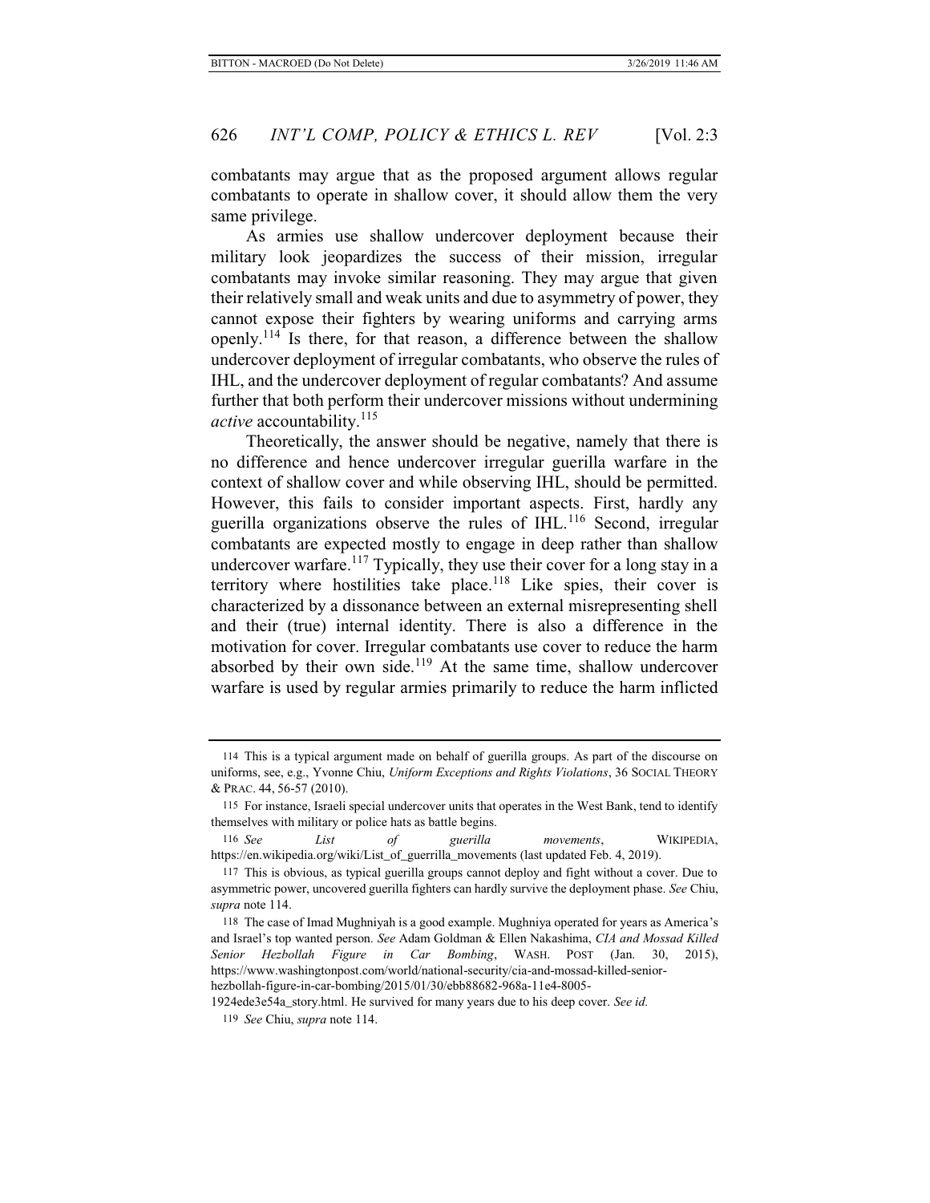combatants may argue that as the proposed argument allows regular combatants to operate in shallow cover, it should allow them the very same privilege.

As armies use shallow undercover deployment because their military look jeopardizes the success of their mission, irregular combatants may invoke similar reasoning. They may argue that given their relatively small and weak units and due to asymmetry of power, they cannot expose their fighters by wearing uniforms and carrying arms openly.[114] Is there, for that reason, a difference between the shallow undercover deployment of irregular combatants, who observe the rules of IHL, and the undercover deployment of regular combatants? And assume further that both perform their undercover missions without undermining *active* accountability.[115]

Theoretically, the answer should be negative, namely that there is no difference and hence undercover irregular guerilla warfare in the context of shallow cover and while observing IHL, should be permitted. However, this fails to consider important aspects. First, hardly any guerilla organizations observe the rules of IHL.[116] Second, irregular combatants are expected mostly to engage in deep rather than shallow undercover warfare.[117] Typically, they use their cover for a long stay in a territory where hostilities take place.[118] Like spies, their cover is characterized by a dissonance between an external misrepresenting shell and their (true) internal identity. There is also a difference in the motivation for cover. Irregular combatants use cover to reduce the harm absorbed by their own side.[119] At the same time, shallow undercover warfare is used by regular armies primarily to reduce the harm inflicted

---

114 This is a typical argument made on behalf of guerilla groups. As part of the discourse on uniforms, see, e.g., Yvonne Chiu, *Uniform Exceptions and Rights Violations*, 36 SOCIAL THEORY & PRAC. 44, 56-57 (2010).

115 For instance, Israeli special undercover units that operates in the West Bank, tend to identify themselves with military or police hats as battle begins.

116 *See List of guerilla movements*, WIKIPEDIA, https://en.wikipedia.org/wiki/List_of_guerrilla_movements (last updated Feb. 4, 2019).

117 This is obvious, as typical guerilla groups cannot deploy and fight without a cover. Due to asymmetric power, uncovered guerilla fighters can hardly survive the deployment phase. *See* Chiu, *supra* note 114.

118 The case of Imad Mughniyah is a good example. Mughniya operated for years as America's and Israel's top wanted person. *See* Adam Goldman & Ellen Nakashima, *CIA and Mossad Killed Senior Hezbollah Figure in Car Bombing*, WASH. POST (Jan. 30, 2015), https://www.washingtonpost.com/world/national-security/cia-and-mossad-killed-senior-hezbollah-figure-in-car-bombing/2015/01/30/ebb88682-968a-11e4-8005-1924ede3e54a_story.html. He survived for many years due to his deep cover. *See id.*

119 *See* Chiu, *supra* note 114.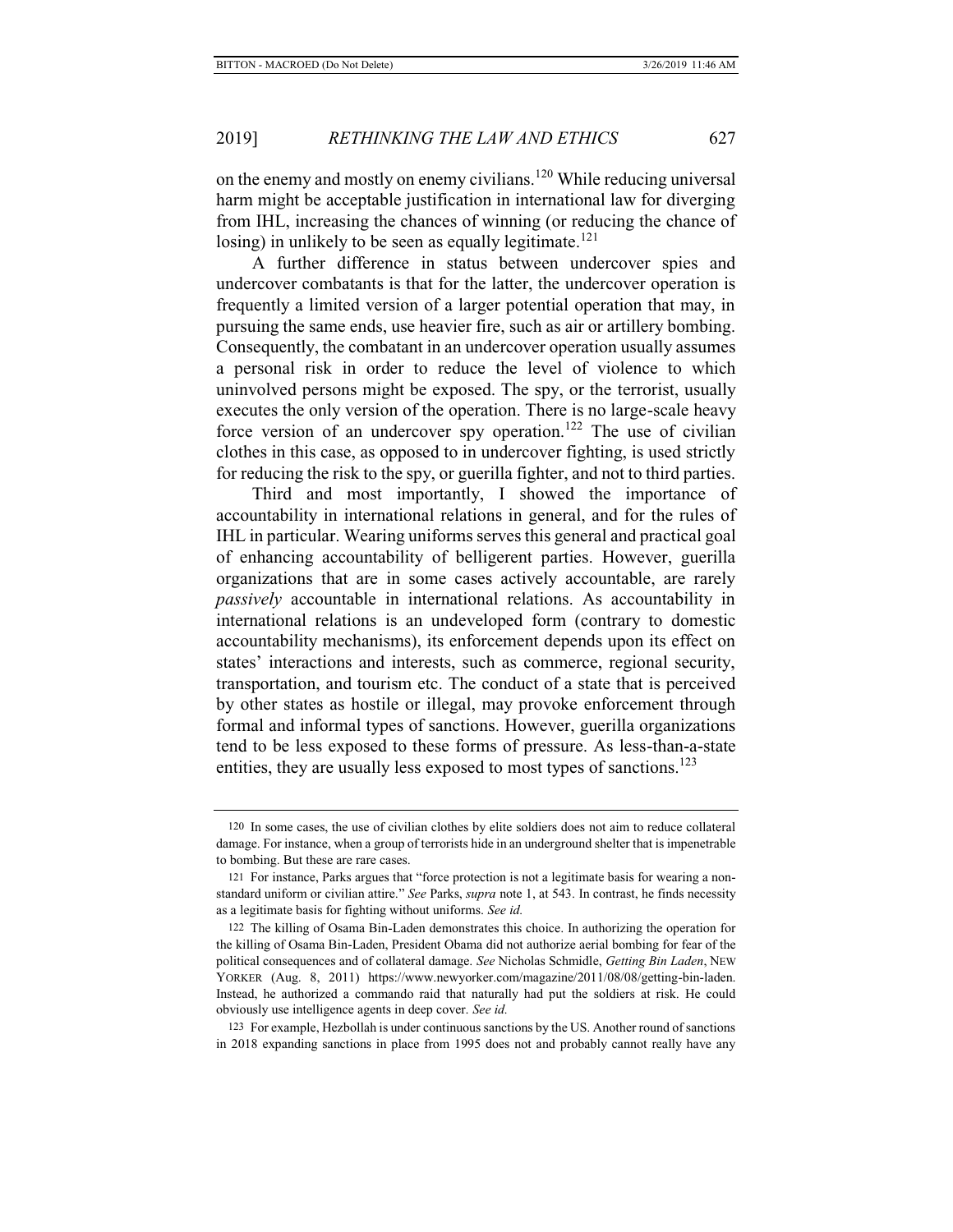on the enemy and mostly on enemy civilians.[120] While reducing universal harm might be acceptable justification in international law for diverging from IHL, increasing the chances of winning (or reducing the chance of losing) in unlikely to be seen as equally legitimate.[121]

A further difference in status between undercover spies and undercover combatants is that for the latter, the undercover operation is frequently a limited version of a larger potential operation that may, in pursuing the same ends, use heavier fire, such as air or artillery bombing. Consequently, the combatant in an undercover operation usually assumes a personal risk in order to reduce the level of violence to which uninvolved persons might be exposed. The spy, or the terrorist, usually executes the only version of the operation. There is no large-scale heavy force version of an undercover spy operation.[122] The use of civilian clothes in this case, as opposed to in undercover fighting, is used strictly for reducing the risk to the spy, or guerilla fighter, and not to third parties.

Third and most importantly, I showed the importance of accountability in international relations in general, and for the rules of IHL in particular. Wearing uniforms serves this general and practical goal of enhancing accountability of belligerent parties. However, guerilla organizations that are in some cases actively accountable, are rarely *passively* accountable in international relations. As accountability in international relations is an undeveloped form (contrary to domestic accountability mechanisms), its enforcement depends upon its effect on states' interactions and interests, such as commerce, regional security, transportation, and tourism etc. The conduct of a state that is perceived by other states as hostile or illegal, may provoke enforcement through formal and informal types of sanctions. However, guerilla organizations tend to be less exposed to these forms of pressure. As less-than-a-state entities, they are usually less exposed to most types of sanctions.[123]

---

120 In some cases, the use of civilian clothes by elite soldiers does not aim to reduce collateral damage. For instance, when a group of terrorists hide in an underground shelter that is impenetrable to bombing. But these are rare cases.

121 For instance, Parks argues that "force protection is not a legitimate basis for wearing a non-standard uniform or civilian attire." *See* Parks, *supra* note 1, at 543. In contrast, he finds necessity as a legitimate basis for fighting without uniforms. *See id.*

122 The killing of Osama Bin-Laden demonstrates this choice. In authorizing the operation for the killing of Osama Bin-Laden, President Obama did not authorize aerial bombing for fear of the political consequences and of collateral damage. *See* Nicholas Schmidle, *Getting Bin Laden*, NEW YORKER (Aug. 8, 2011) https://www.newyorker.com/magazine/2011/08/08/getting-bin-laden. Instead, he authorized a commando raid that naturally had put the soldiers at risk. He could obviously use intelligence agents in deep cover. *See id.*

123 For example, Hezbollah is under continuous sanctions by the US. Another round of sanctions in 2018 expanding sanctions in place from 1995 does not and probably cannot really have any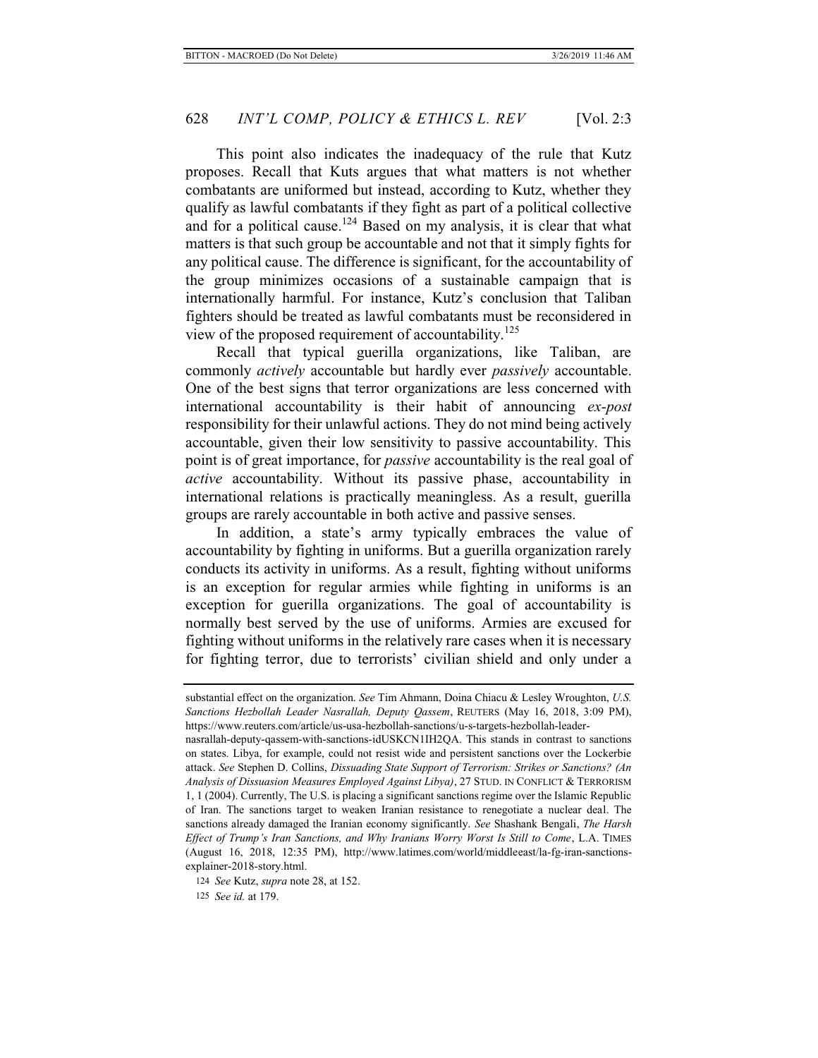This point also indicates the inadequacy of the rule that Kutz proposes. Recall that Kuts argues that what matters is not whether combatants are uniformed but instead, according to Kutz, whether they qualify as lawful combatants if they fight as part of a political collective and for a political cause.[124] Based on my analysis, it is clear that what matters is that such group be accountable and not that it simply fights for any political cause. The difference is significant, for the accountability of the group minimizes occasions of a sustainable campaign that is internationally harmful. For instance, Kutz's conclusion that Taliban fighters should be treated as lawful combatants must be reconsidered in view of the proposed requirement of accountability.[125]

Recall that typical guerilla organizations, like Taliban, are commonly *actively* accountable but hardly ever *passively* accountable. One of the best signs that terror organizations are less concerned with international accountability is their habit of announcing *ex-post* responsibility for their unlawful actions. They do not mind being actively accountable, given their low sensitivity to passive accountability. This point is of great importance, for *passive* accountability is the real goal of *active* accountability. Without its passive phase, accountability in international relations is practically meaningless. As a result, guerilla groups are rarely accountable in both active and passive senses.

In addition, a state's army typically embraces the value of accountability by fighting in uniforms. But a guerilla organization rarely conducts its activity in uniforms. As a result, fighting without uniforms is an exception for regular armies while fighting in uniforms is an exception for guerilla organizations. The goal of accountability is normally best served by the use of uniforms. Armies are excused for fighting without uniforms in the relatively rare cases when it is necessary for fighting terror, due to terrorists' civilian shield and only under a

---

substantial effect on the organization. *See* Tim Ahmann, Doina Chiacu & Lesley Wroughton, *U.S. Sanctions Hezbollah Leader Nasrallah, Deputy Qassem*, REUTERS (May 16, 2018, 3:09 PM), https://www.reuters.com/article/us-usa-hezbollah-sanctions/u-s-targets-hezbollah-leader-nasrallah-deputy-qassem-with-sanctions-idUSKCN1IH2QA. This stands in contrast to sanctions on states. Libya, for example, could not resist wide and persistent sanctions over the Lockerbie attack. *See* Stephen D. Collins, *Dissuading State Support of Terrorism: Strikes or Sanctions? (An Analysis of Dissuasion Measures Employed Against Libya)*, 27 STUD. IN CONFLICT & TERRORISM 1, 1 (2004). Currently, The U.S. is placing a significant sanctions regime over the Islamic Republic of Iran. The sanctions target to weaken Iranian resistance to renegotiate a nuclear deal. The sanctions already damaged the Iranian economy significantly. *See* Shashank Bengali, *The Harsh Effect of Trump's Iran Sanctions, and Why Iranians Worry Worst Is Still to Come*, L.A. TIMES (August 16, 2018, 12:35 PM), http://www.latimes.com/world/middleeast/la-fg-iran-sanctions-explainer-2018-story.html.

124 *See* Kutz, *supra* note 28, at 152.

125 *See id.* at 179.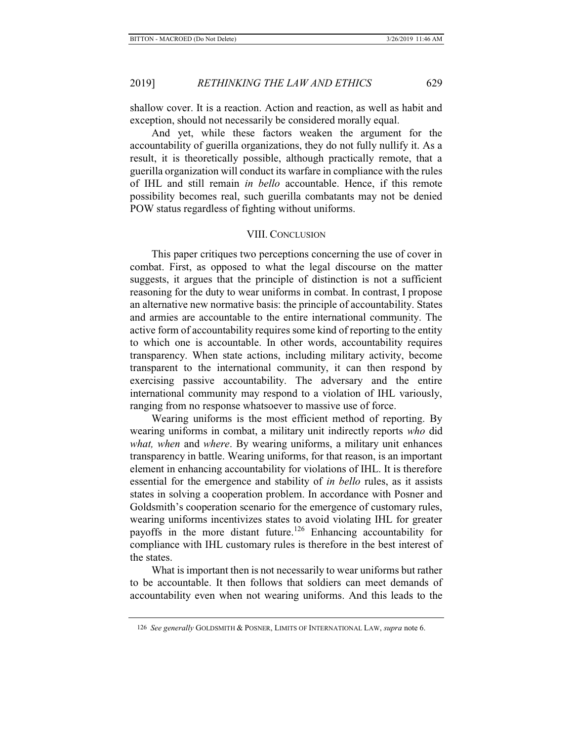shallow cover. It is a reaction. Action and reaction, as well as habit and exception, should not necessarily be considered morally equal.

And yet, while these factors weaken the argument for the accountability of guerilla organizations, they do not fully nullify it. As a result, it is theoretically possible, although practically remote, that a guerilla organization will conduct its warfare in compliance with the rules of IHL and still remain *in bello* accountable. Hence, if this remote possibility becomes real, such guerilla combatants may not be denied POW status regardless of fighting without uniforms.

## VIII. CONCLUSION

This paper critiques two perceptions concerning the use of cover in combat. First, as opposed to what the legal discourse on the matter suggests, it argues that the principle of distinction is not a sufficient reasoning for the duty to wear uniforms in combat. In contrast, I propose an alternative new normative basis: the principle of accountability. States and armies are accountable to the entire international community. The active form of accountability requires some kind of reporting to the entity to which one is accountable. In other words, accountability requires transparency. When state actions, including military activity, become transparent to the international community, it can then respond by exercising passive accountability. The adversary and the entire international community may respond to a violation of IHL variously, ranging from no response whatsoever to massive use of force.

Wearing uniforms is the most efficient method of reporting. By wearing uniforms in combat, a military unit indirectly reports *who* did *what, when* and *where*. By wearing uniforms, a military unit enhances transparency in battle. Wearing uniforms, for that reason, is an important element in enhancing accountability for violations of IHL. It is therefore essential for the emergence and stability of *in bello* rules, as it assists states in solving a cooperation problem. In accordance with Posner and Goldsmith's cooperation scenario for the emergence of customary rules, wearing uniforms incentivizes states to avoid violating IHL for greater payoffs in the more distant future.[126] Enhancing accountability for compliance with IHL customary rules is therefore in the best interest of the states.

What is important then is not necessarily to wear uniforms but rather to be accountable. It then follows that soldiers can meet demands of accountability even when not wearing uniforms. And this leads to the

---

126 *See generally* GOLDSMITH & POSNER, LIMITS OF INTERNATIONAL LAW, *supra* note 6.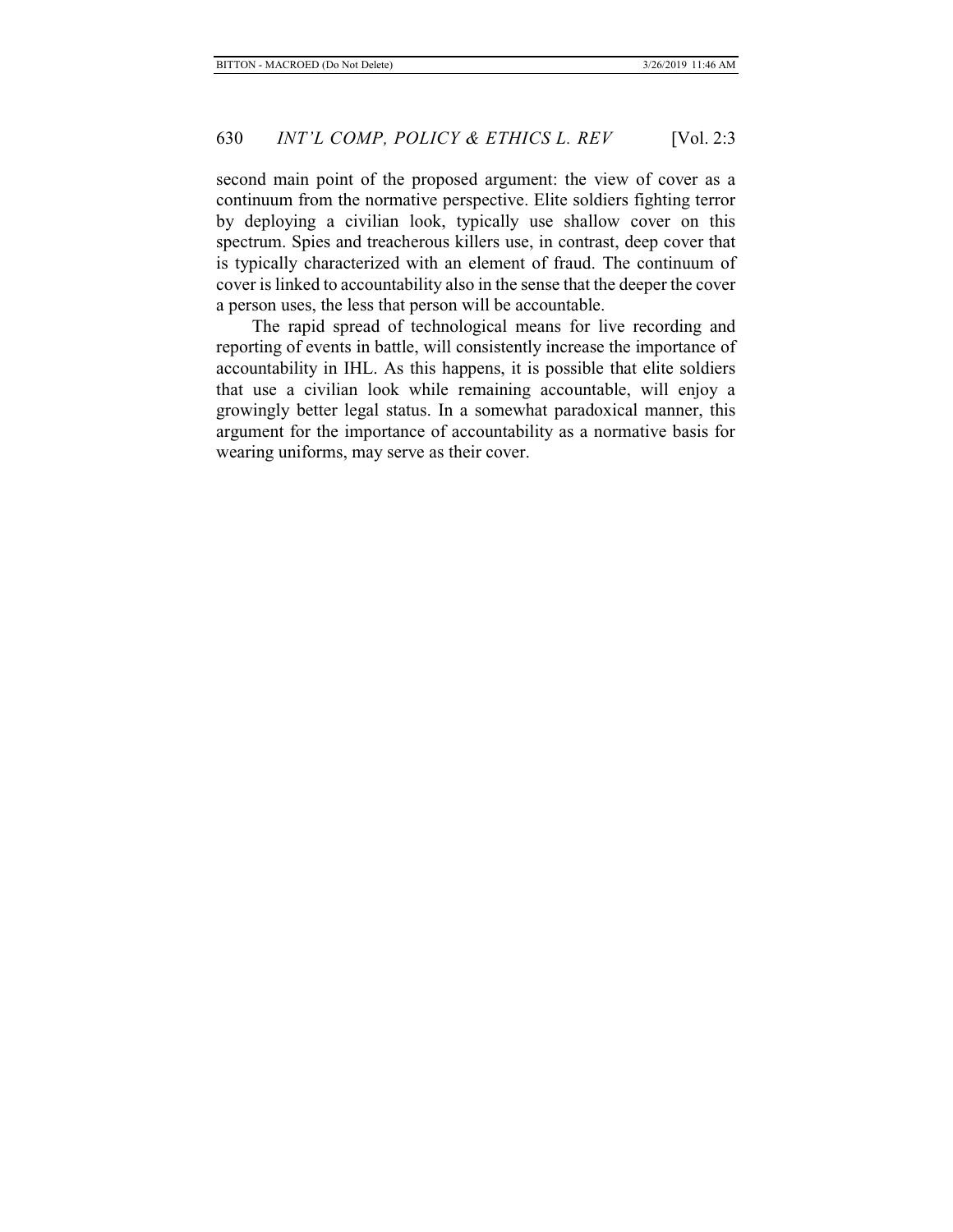second main point of the proposed argument: the view of cover as a continuum from the normative perspective. Elite soldiers fighting terror by deploying a civilian look, typically use shallow cover on this spectrum. Spies and treacherous killers use, in contrast, deep cover that is typically characterized with an element of fraud. The continuum of cover is linked to accountability also in the sense that the deeper the cover a person uses, the less that person will be accountable.

The rapid spread of technological means for live recording and reporting of events in battle, will consistently increase the importance of accountability in IHL. As this happens, it is possible that elite soldiers that use a civilian look while remaining accountable, will enjoy a growingly better legal status. In a somewhat paradoxical manner, this argument for the importance of accountability as a normative basis for wearing uniforms, may serve as their cover.